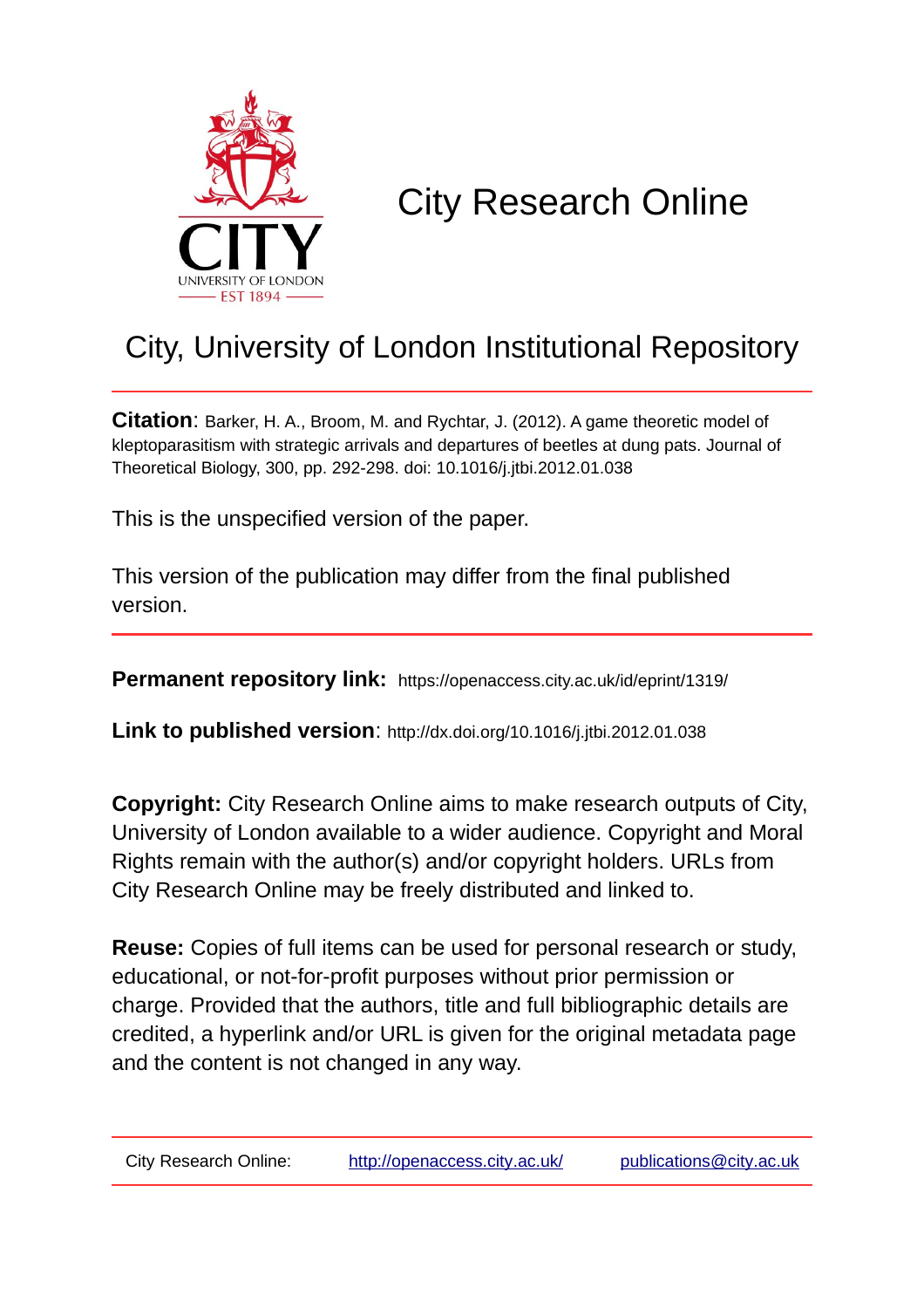# City Research Online

CITY
UNIVERSITY OF LONDON
EST 1894

## City, University of London Institutional Repository

**Citation**: Barker, H. A., Broom, M. and Rychtar, J. (2012). A game theoretic model of kleptoparasitism with strategic arrivals and departures of beetles at dung pats. Journal of Theoretical Biology, 300, pp. 292-298. doi: 10.1016/j.jtbi.2012.01.038

This is the unspecified version of the paper.

This version of the publication may differ from the final published version.

**Permanent repository link:** https://openaccess.city.ac.uk/id/eprint/1319/

**Link to published version**: http://dx.doi.org/10.1016/j.jtbi.2012.01.038

**Copyright:** City Research Online aims to make research outputs of City, University of London available to a wider audience. Copyright and Moral Rights remain with the author(s) and/or copyright holders. URLs from City Research Online may be freely distributed and linked to.

**Reuse:** Copies of full items can be used for personal research or study, educational, or not-for-profit purposes without prior permission or charge. Provided that the authors, title and full bibliographic details are credited, a hyperlink and/or URL is given for the original metadata page and the content is not changed in any way.

City Research Online: http://openaccess.city.ac.uk/ publications@city.ac.uk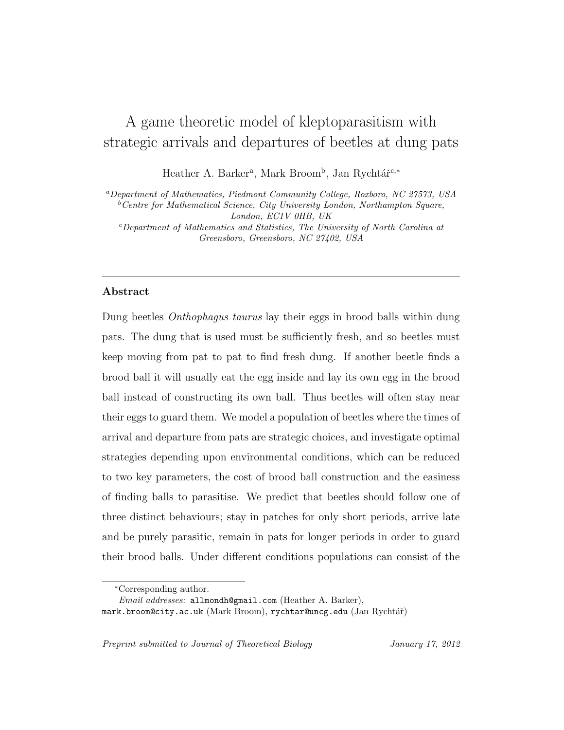# A game theoretic model of kleptoparasitism with strategic arrivals and departures of beetles at dung pats

Heather A. Barker[a], Mark Broom[b], Jan Rychtář[c,*]

[a]*Department of Mathematics, Piedmont Community College, Roxboro, NC 27573, USA*
[b]*Centre for Mathematical Science, City University London, Northampton Square, London, EC1V 0HB, UK*
[c]*Department of Mathematics and Statistics, The University of North Carolina at Greensboro, Greensboro, NC 27402, USA*

---

## Abstract

Dung beetles *Onthophagus taurus* lay their eggs in brood balls within dung pats. The dung that is used must be sufficiently fresh, and so beetles must keep moving from pat to pat to find fresh dung. If another beetle finds a brood ball it will usually eat the egg inside and lay its own egg in the brood ball instead of constructing its own ball. Thus beetles will often stay near their eggs to guard them. We model a population of beetles where the times of arrival and departure from pats are strategic choices, and investigate optimal strategies depending upon environmental conditions, which can be reduced to two key parameters, the cost of brood ball construction and the easiness of finding balls to parasitise. We predict that beetles should follow one of three distinct behaviours; stay in patches for only short periods, arrive late and be purely parasitic, remain in pats for longer periods in order to guard their brood balls. Under different conditions populations can consist of the

---

*Corresponding author.
*Email addresses:* `allmondh@gmail.com` (Heather A. Barker), `mark.broom@city.ac.uk` (Mark Broom), `rychtar@uncg.edu` (Jan Rychtář)

*Preprint submitted to Journal of Theoretical Biology* *January 17, 2012*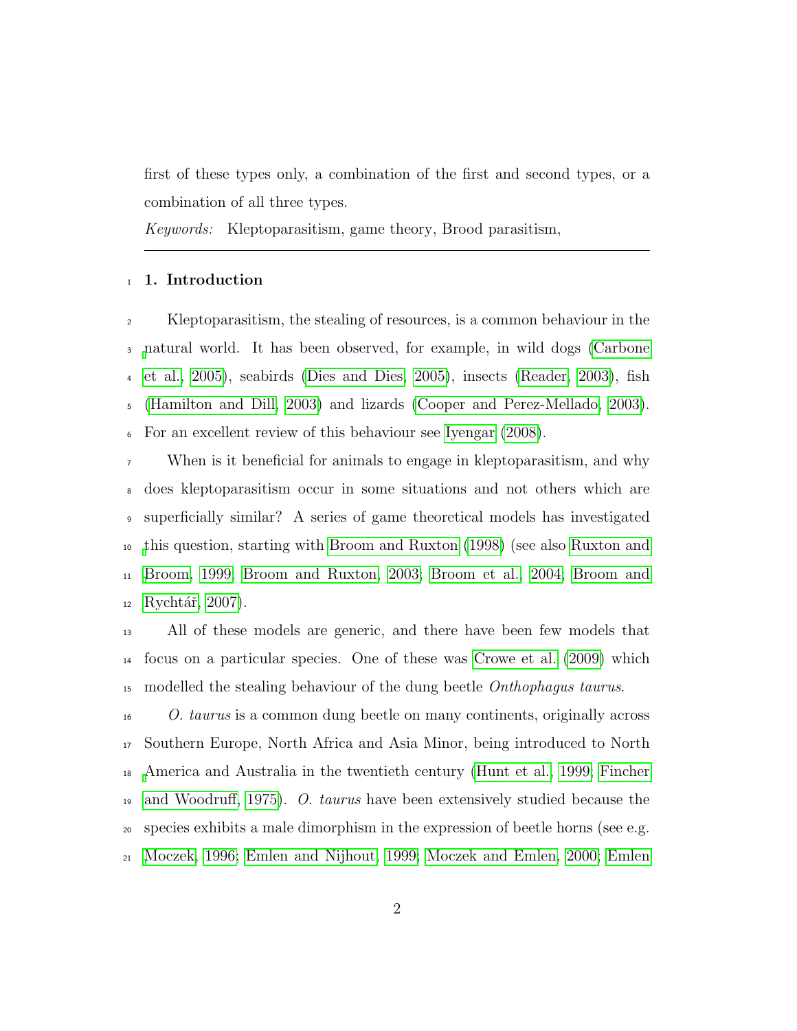first of these types only, a combination of the first and second types, or a combination of all three types.

*Keywords:* Kleptoparasitism, game theory, Brood parasitism,

## 1. Introduction

Kleptoparasitism, the stealing of resources, is a common behaviour in the natural world. It has been observed, for example, in wild dogs (Carbone et al., 2005), seabirds (Dies and Dies, 2005), insects (Reader, 2003), fish (Hamilton and Dill, 2003) and lizards (Cooper and Perez-Mellado, 2003). For an excellent review of this behaviour see Iyengar (2008).

When is it beneficial for animals to engage in kleptoparasitism, and why does kleptoparasitism occur in some situations and not others which are superficially similar? A series of game theoretical models has investigated this question, starting with Broom and Ruxton (1998) (see also Ruxton and Broom, 1999; Broom and Ruxton, 2003; Broom et al., 2004; Broom and Rychtář, 2007).

All of these models are generic, and there have been few models that focus on a particular species. One of these was Crowe et al. (2009) which modelled the stealing behaviour of the dung beetle *Onthophagus taurus*.

*O. taurus* is a common dung beetle on many continents, originally across Southern Europe, North Africa and Asia Minor, being introduced to North America and Australia in the twentieth century (Hunt et al., 1999; Fincher and Woodruff, 1975). *O. taurus* have been extensively studied because the species exhibits a male dimorphism in the expression of beetle horns (see e.g. Moczek, 1996; Emlen and Nijhout, 1999; Moczek and Emlen, 2000; Emlen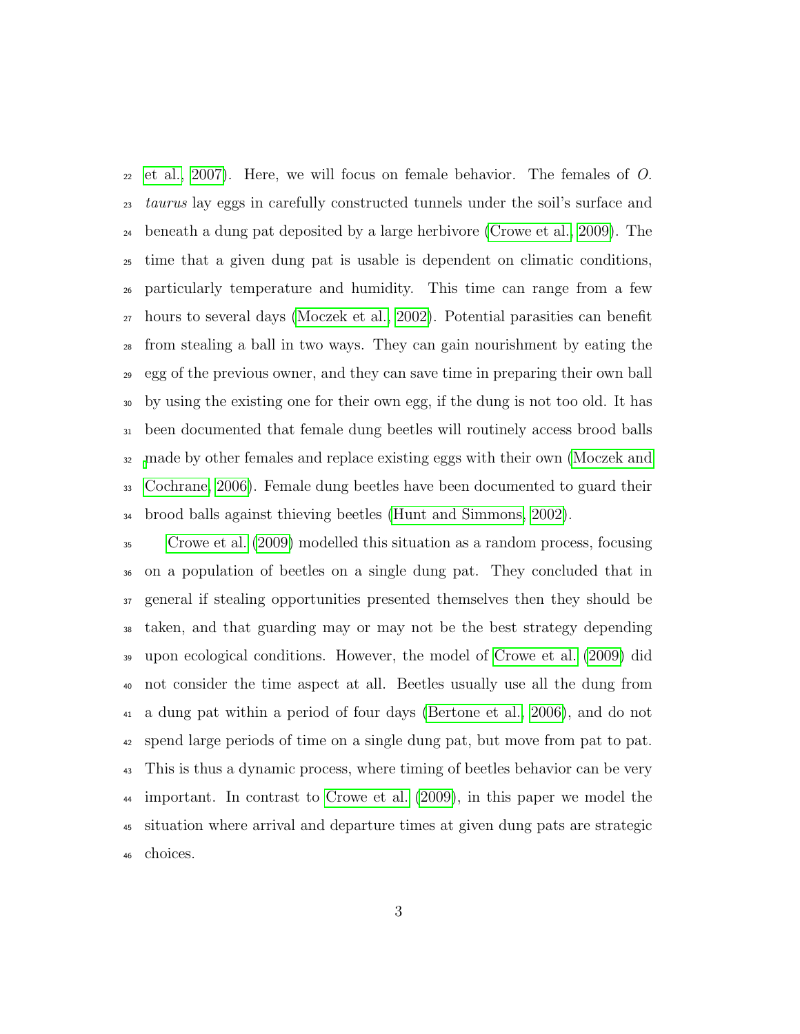et al., 2007). Here, we will focus on female behavior. The females of *O. taurus* lay eggs in carefully constructed tunnels under the soil's surface and beneath a dung pat deposited by a large herbivore (Crowe et al., 2009). The time that a given dung pat is usable is dependent on climatic conditions, particularly temperature and humidity. This time can range from a few hours to several days (Moczek et al., 2002). Potential parasities can benefit from stealing a ball in two ways. They can gain nourishment by eating the egg of the previous owner, and they can save time in preparing their own ball by using the existing one for their own egg, if the dung is not too old. It has been documented that female dung beetles will routinely access brood balls made by other females and replace existing eggs with their own (Moczek and Cochrane, 2006). Female dung beetles have been documented to guard their brood balls against thieving beetles (Hunt and Simmons, 2002).

Crowe et al. (2009) modelled this situation as a random process, focusing on a population of beetles on a single dung pat. They concluded that in general if stealing opportunities presented themselves then they should be taken, and that guarding may or may not be the best strategy depending upon ecological conditions. However, the model of Crowe et al. (2009) did not consider the time aspect at all. Beetles usually use all the dung from a dung pat within a period of four days (Bertone et al., 2006), and do not spend large periods of time on a single dung pat, but move from pat to pat. This is thus a dynamic process, where timing of beetles behavior can be very important. In contrast to Crowe et al. (2009), in this paper we model the situation where arrival and departure times at given dung pats are strategic choices.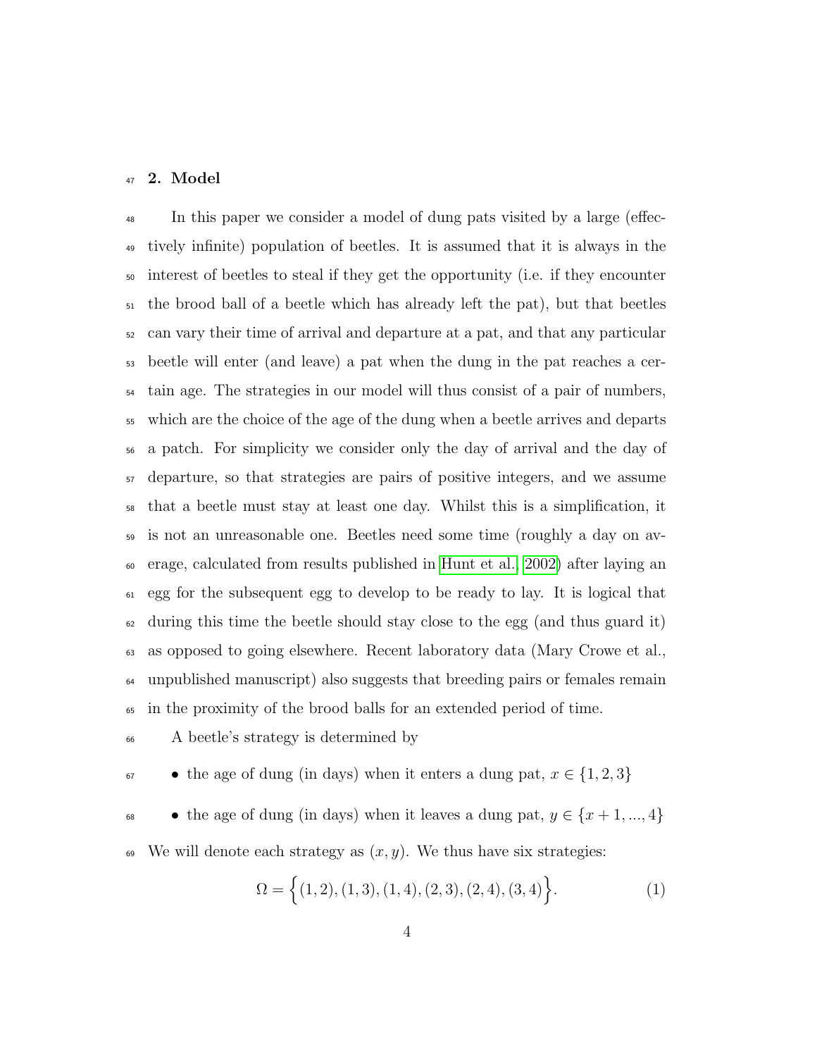## 2. Model

In this paper we consider a model of dung pats visited by a large (effectively infinite) population of beetles. It is assumed that it is always in the interest of beetles to steal if they get the opportunity (i.e. if they encounter the brood ball of a beetle which has already left the pat), but that beetles can vary their time of arrival and departure at a pat, and that any particular beetle will enter (and leave) a pat when the dung in the pat reaches a certain age. The strategies in our model will thus consist of a pair of numbers, which are the choice of the age of the dung when a beetle arrives and departs a patch. For simplicity we consider only the day of arrival and the day of departure, so that strategies are pairs of positive integers, and we assume that a beetle must stay at least one day. Whilst this is a simplification, it is not an unreasonable one. Beetles need some time (roughly a day on average, calculated from results published in Hunt et al., 2002) after laying an egg for the subsequent egg to develop to be ready to lay. It is logical that during this time the beetle should stay close to the egg (and thus guard it) as opposed to going elsewhere. Recent laboratory data (Mary Crowe et al., unpublished manuscript) also suggests that breeding pairs or females remain in the proximity of the brood balls for an extended period of time.

A beetle's strategy is determined by

- the age of dung (in days) when it enters a dung pat, $x \in \{1, 2, 3\}$
- the age of dung (in days) when it leaves a dung pat, $y \in \{x + 1, ..., 4\}$

We will denote each strategy as $(x, y)$. We thus have six strategies:

$$\Omega = \Big\{(1, 2), (1, 3), (1, 4), (2, 3), (2, 4), (3, 4)\Big\}. \tag{1}$$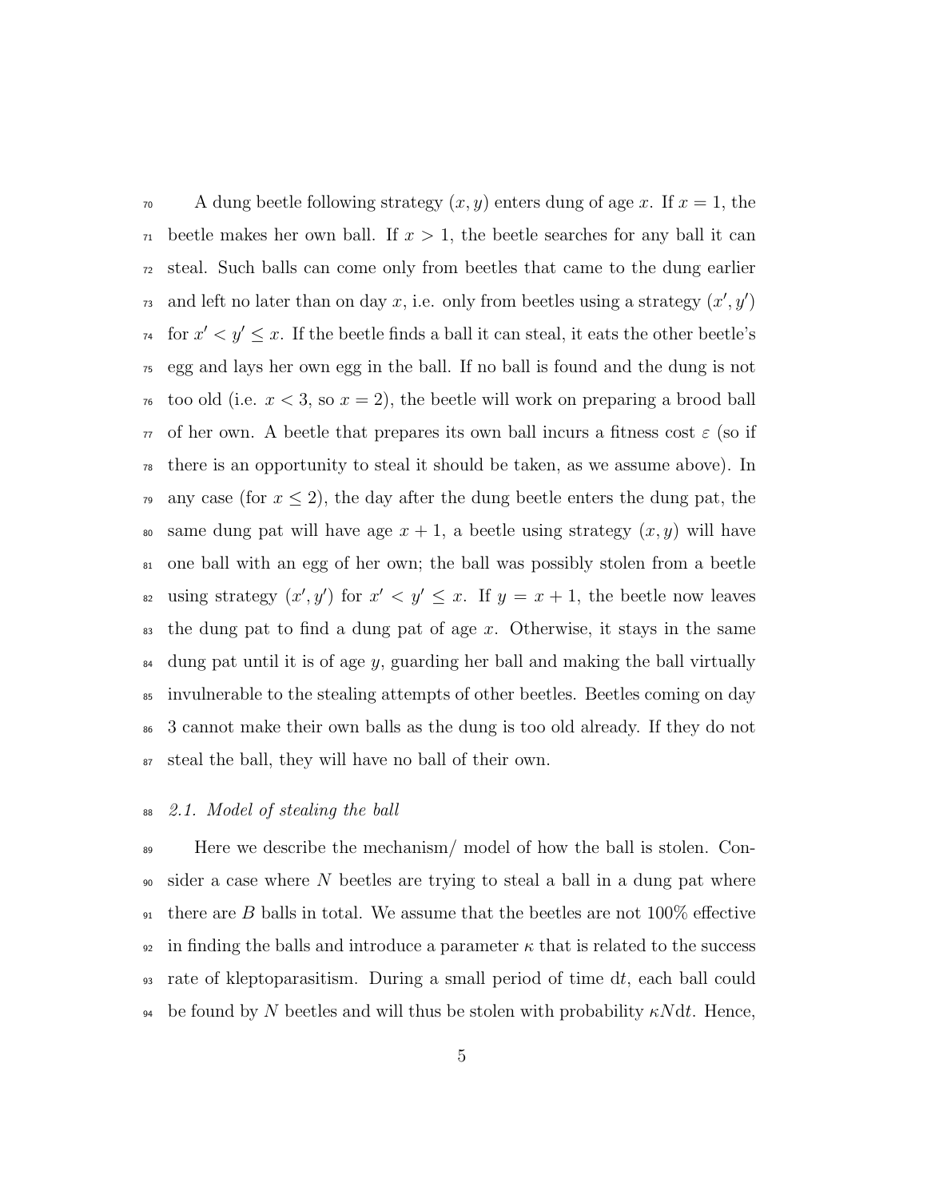A dung beetle following strategy $(x, y)$ enters dung of age $x$. If $x = 1$, the beetle makes her own ball. If $x > 1$, the beetle searches for any ball it can steal. Such balls can come only from beetles that came to the dung earlier and left no later than on day $x$, i.e. only from beetles using a strategy $(x', y')$ for $x' < y' \leq x$. If the beetle finds a ball it can steal, it eats the other beetle's egg and lays her own egg in the ball. If no ball is found and the dung is not too old (i.e. $x < 3$, so $x = 2$), the beetle will work on preparing a brood ball of her own. A beetle that prepares its own ball incurs a fitness cost $\varepsilon$ (so if there is an opportunity to steal it should be taken, as we assume above). In any case (for $x \leq 2$), the day after the dung beetle enters the dung pat, the same dung pat will have age $x + 1$, a beetle using strategy $(x, y)$ will have one ball with an egg of her own; the ball was possibly stolen from a beetle using strategy $(x', y')$ for $x' < y' \leq x$. If $y = x + 1$, the beetle now leaves the dung pat to find a dung pat of age $x$. Otherwise, it stays in the same dung pat until it is of age $y$, guarding her ball and making the ball virtually invulnerable to the stealing attempts of other beetles. Beetles coming on day 3 cannot make their own balls as the dung is too old already. If they do not steal the ball, they will have no ball of their own.

### *2.1. Model of stealing the ball*

Here we describe the mechanism/ model of how the ball is stolen. Consider a case where $N$ beetles are trying to steal a ball in a dung pat where there are $B$ balls in total. We assume that the beetles are not 100% effective in finding the balls and introduce a parameter $\kappa$ that is related to the success rate of kleptoparasitism. During a small period of time $\mathrm{d}t$, each ball could be found by $N$ beetles and will thus be stolen with probability $\kappa N \mathrm{d}t$. Hence,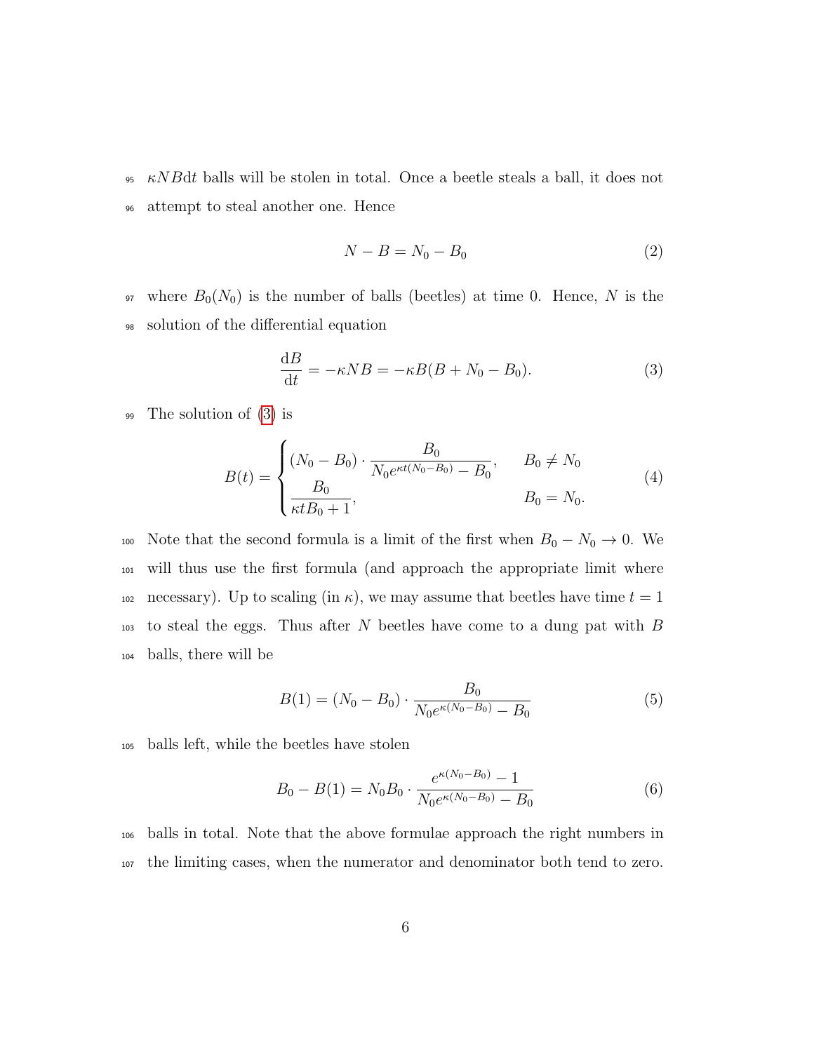$\kappa N B \mathrm{d}t$ balls will be stolen in total. Once a beetle steals a ball, it does not attempt to steal another one. Hence

$$N - B = N_0 - B_0 \tag{2}$$

where $B_0(N_0)$ is the number of balls (beetles) at time 0. Hence, $N$ is the solution of the differential equation

$$\frac{\mathrm{d}B}{\mathrm{d}t} = -\kappa N B = -\kappa B(B + N_0 - B_0). \tag{3}$$

The solution of (3) is

$$B(t) = \begin{cases} (N_0 - B_0) \cdot \dfrac{B_0}{N_0 e^{\kappa t (N_0 - B_0)} - B_0}, & B_0 \neq N_0 \\ \dfrac{B_0}{\kappa t B_0 + 1}, & B_0 = N_0. \end{cases} \tag{4}$$

Note that the second formula is a limit of the first when $B_0 - N_0 \to 0$. We will thus use the first formula (and approach the appropriate limit where necessary). Up to scaling (in $\kappa$), we may assume that beetles have time $t = 1$ to steal the eggs. Thus after $N$ beetles have come to a dung pat with $B$ balls, there will be

$$B(1) = (N_0 - B_0) \cdot \frac{B_0}{N_0 e^{\kappa (N_0 - B_0)} - B_0} \tag{5}$$

balls left, while the beetles have stolen

$$B_0 - B(1) = N_0 B_0 \cdot \frac{e^{\kappa (N_0 - B_0)} - 1}{N_0 e^{\kappa (N_0 - B_0)} - B_0} \tag{6}$$

balls in total. Note that the above formulae approach the right numbers in the limiting cases, when the numerator and denominator both tend to zero.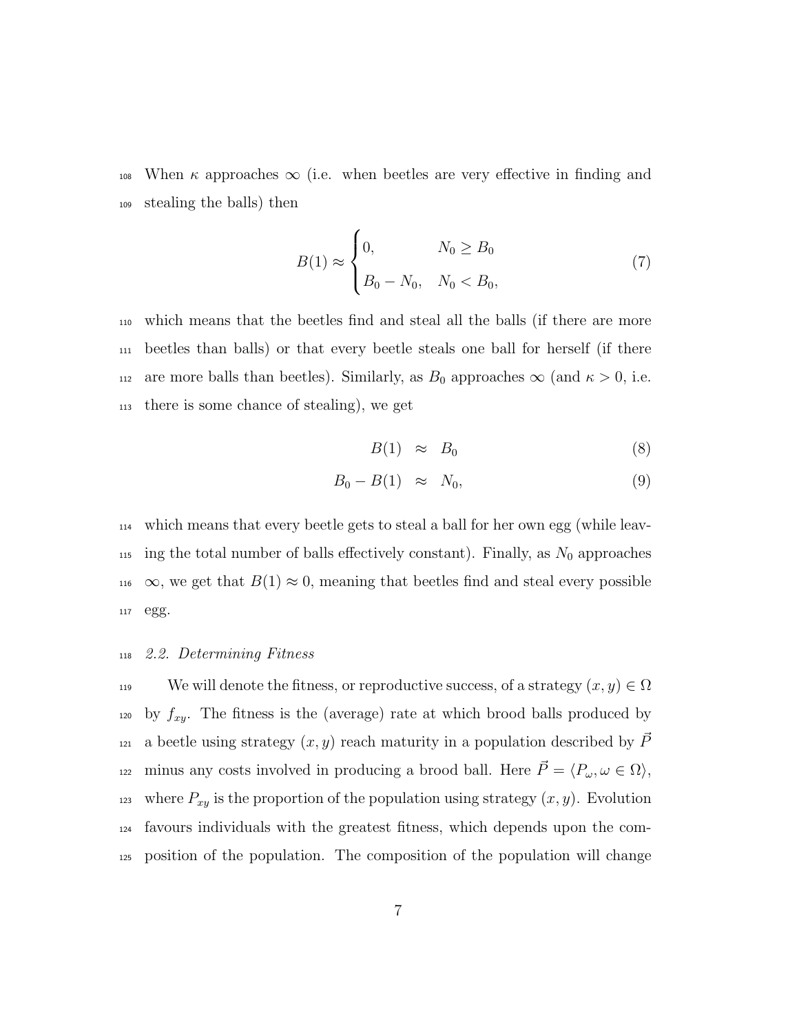When $\kappa$ approaches $\infty$ (i.e. when beetles are very effective in finding and stealing the balls) then

$$B(1) \approx \begin{cases} 0, & N_0 \geq B_0 \\ B_0 - N_0, & N_0 < B_0, \end{cases} \tag{7}$$

which means that the beetles find and steal all the balls (if there are more beetles than balls) or that every beetle steals one ball for herself (if there are more balls than beetles). Similarly, as $B_0$ approaches $\infty$ (and $\kappa > 0$, i.e. there is some chance of stealing), we get

$$B(1) \approx B_0 \tag{8}$$

$$B_0 - B(1) \approx N_0, \tag{9}$$

which means that every beetle gets to steal a ball for her own egg (while leaving the total number of balls effectively constant). Finally, as $N_0$ approaches $\infty$, we get that $B(1) \approx 0$, meaning that beetles find and steal every possible egg.

### *2.2. Determining Fitness*

We will denote the fitness, or reproductive success, of a strategy $(x, y) \in \Omega$ by $f_{xy}$. The fitness is the (average) rate at which brood balls produced by a beetle using strategy $(x, y)$ reach maturity in a population described by $\vec{P}$ minus any costs involved in producing a brood ball. Here $\vec{P} = \langle P_\omega, \omega \in \Omega \rangle$, where $P_{xy}$ is the proportion of the population using strategy $(x, y)$. Evolution favours individuals with the greatest fitness, which depends upon the composition of the population. The composition of the population will change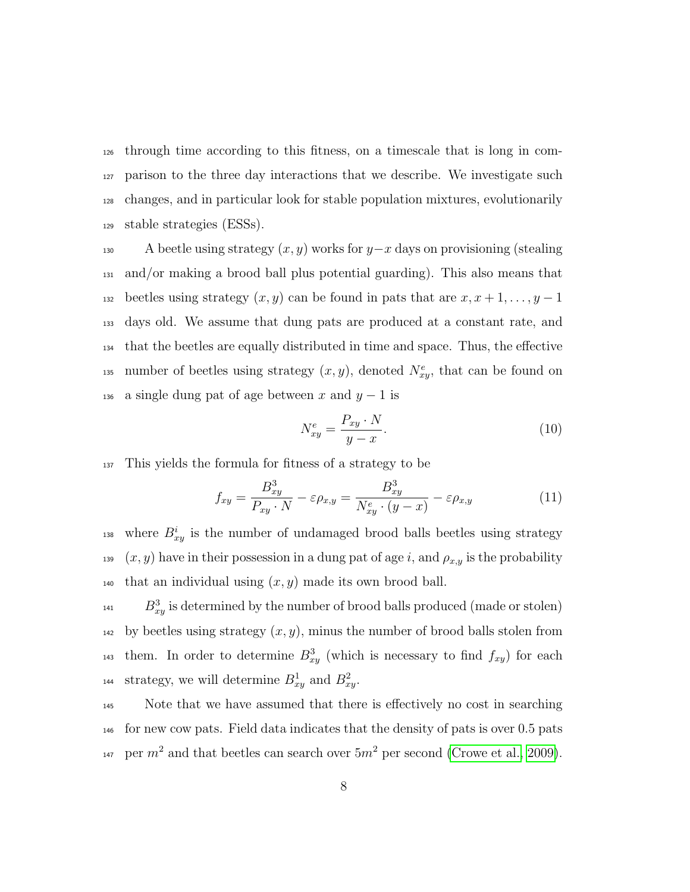through time according to this fitness, on a timescale that is long in comparison to the three day interactions that we describe. We investigate such changes, and in particular look for stable population mixtures, evolutionarily stable strategies (ESSs).

A beetle using strategy $(x, y)$ works for $y-x$ days on provisioning (stealing and/or making a brood ball plus potential guarding). This also means that beetles using strategy $(x, y)$ can be found in pats that are $x, x+1, \ldots, y-1$ days old. We assume that dung pats are produced at a constant rate, and that the beetles are equally distributed in time and space. Thus, the effective number of beetles using strategy $(x, y)$, denoted $N^e_{xy}$, that can be found on a single dung pat of age between $x$ and $y-1$ is

$$N^e_{xy} = \frac{P_{xy} \cdot N}{y - x}. \tag{10}$$

This yields the formula for fitness of a strategy to be

$$f_{xy} = \frac{B^3_{xy}}{P_{xy} \cdot N} - \varepsilon \rho_{x,y} = \frac{B^3_{xy}}{N^e_{xy} \cdot (y - x)} - \varepsilon \rho_{x,y} \tag{11}$$

where $B^i_{xy}$ is the number of undamaged brood balls beetles using strategy $(x, y)$ have in their possession in a dung pat of age $i$, and $\rho_{x,y}$ is the probability that an individual using $(x, y)$ made its own brood ball.

$B^3_{xy}$ is determined by the number of brood balls produced (made or stolen) by beetles using strategy $(x, y)$, minus the number of brood balls stolen from them. In order to determine $B^3_{xy}$ (which is necessary to find $f_{xy}$) for each strategy, we will determine $B^1_{xy}$ and $B^2_{xy}$.

Note that we have assumed that there is effectively no cost in searching for new cow pats. Field data indicates that the density of pats is over 0.5 pats per $m^2$ and that beetles can search over $5m^2$ per second (Crowe et al., 2009).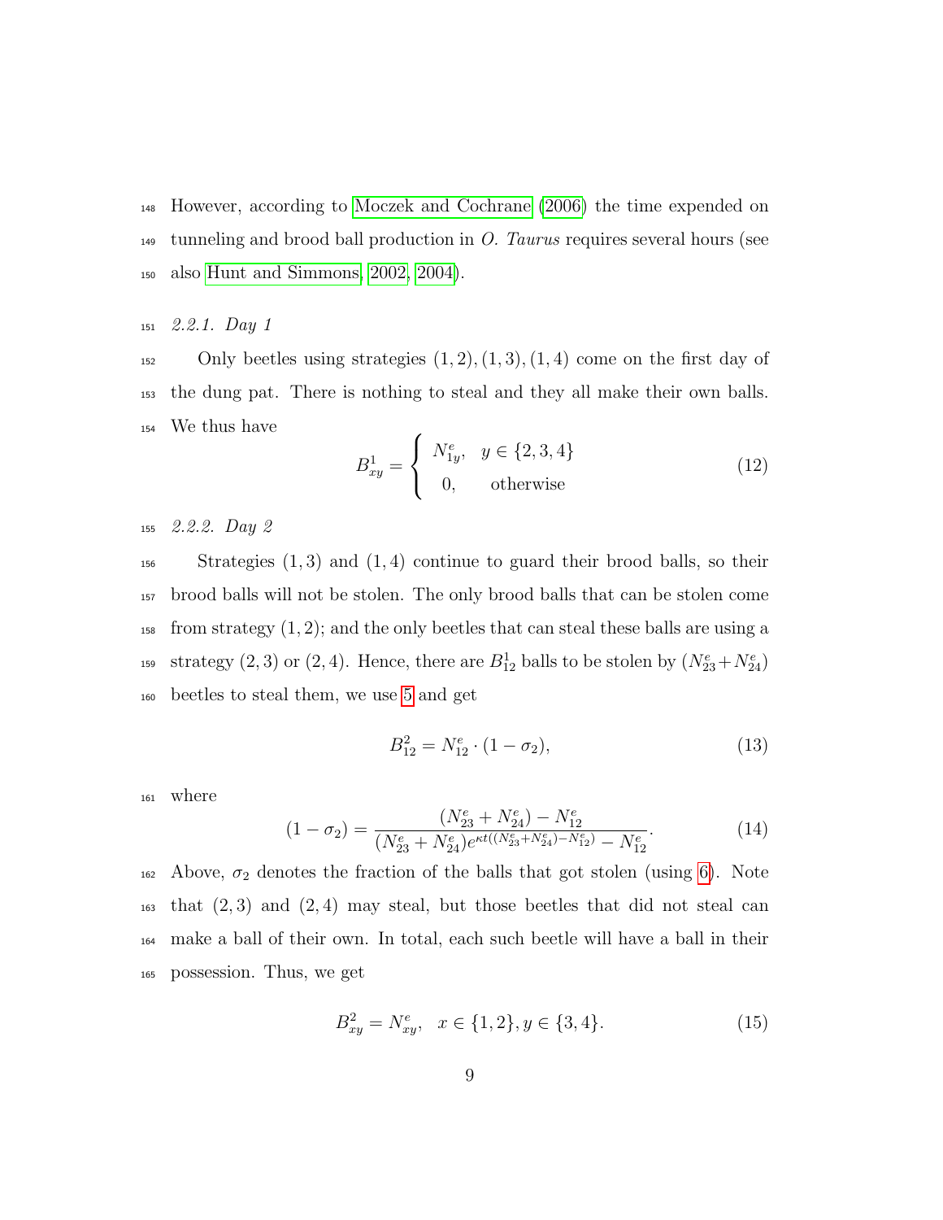However, according to Moczek and Cochrane (2006) the time expended on tunneling and brood ball production in *O. Taurus* requires several hours (see also Hunt and Simmons, 2002, 2004).

#### 2.2.1. Day 1

Only beetles using strategies $(1,2),(1,3),(1,4)$ come on the first day of the dung pat. There is nothing to steal and they all make their own balls. We thus have

$$B^1_{xy} = \begin{cases} N^e_{1y}, & y \in \{2,3,4\} \\ 0, & \text{otherwise} \end{cases} \tag{12}$$

#### 2.2.2. Day 2

Strategies $(1,3)$ and $(1,4)$ continue to guard their brood balls, so their brood balls will not be stolen. The only brood balls that can be stolen come from strategy $(1,2)$; and the only beetles that can steal these balls are using a strategy $(2,3)$ or $(2,4)$. Hence, there are $B^1_{12}$ balls to be stolen by $(N^e_{23}+N^e_{24})$ beetles to steal them, we use 5 and get

$$B^2_{12} = N^e_{12} \cdot (1-\sigma_2), \tag{13}$$

where

$$(1-\sigma_2) = \frac{(N^e_{23}+N^e_{24}) - N^e_{12}}{(N^e_{23}+N^e_{24})e^{\kappa t((N^e_{23}+N^e_{24})-N^e_{12})} - N^e_{12}}. \tag{14}$$

Above, $\sigma_2$ denotes the fraction of the balls that got stolen (using 6). Note that $(2,3)$ and $(2,4)$ may steal, but those beetles that did not steal can make a ball of their own. In total, each such beetle will have a ball in their possession. Thus, we get

$$B^2_{xy} = N^e_{xy}, \quad x \in \{1,2\}, y \in \{3,4\}. \tag{15}$$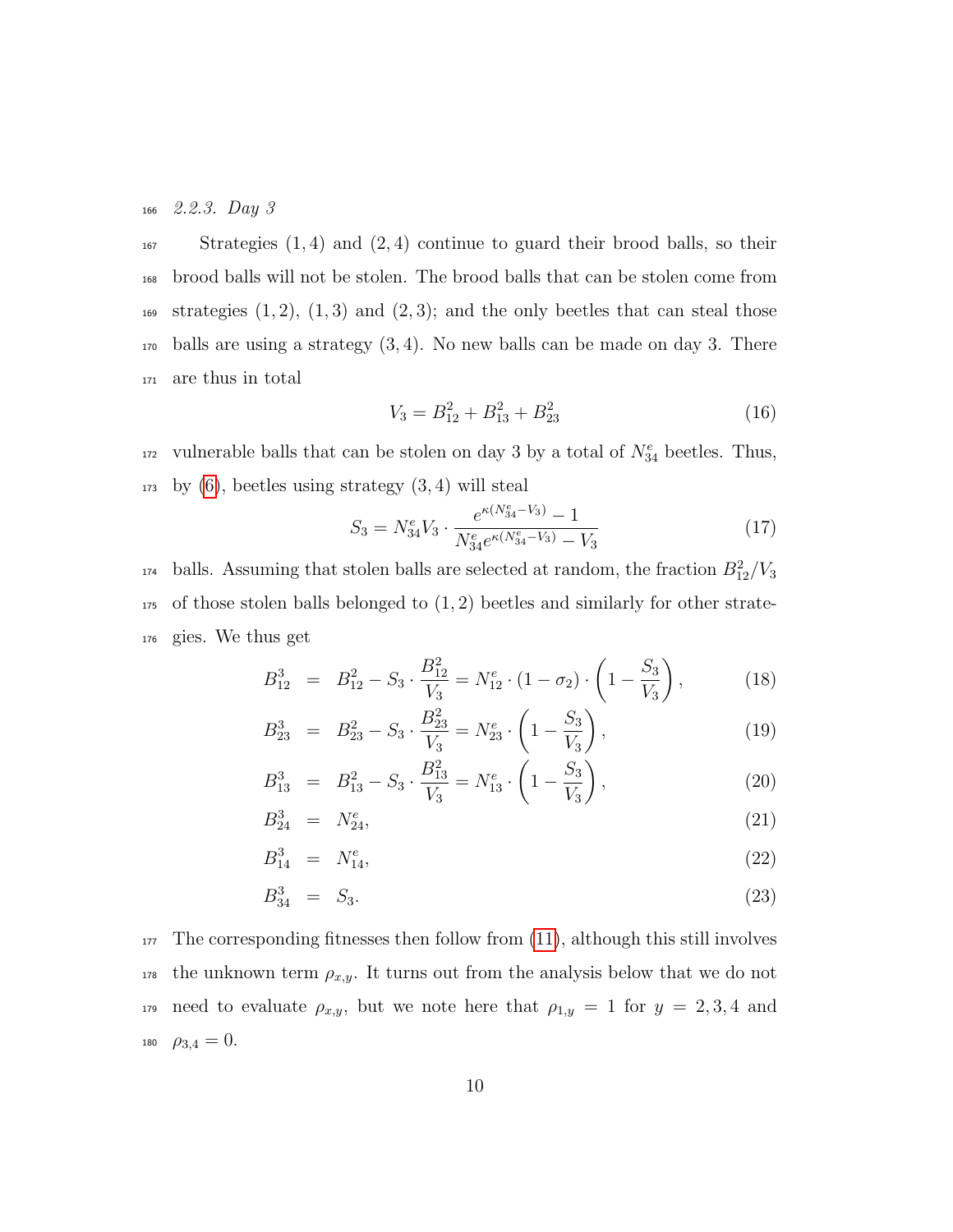### 2.2.3. Day 3

Strategies $(1,4)$ and $(2,4)$ continue to guard their brood balls, so their brood balls will not be stolen. The brood balls that can be stolen come from strategies $(1,2)$, $(1,3)$ and $(2,3)$; and the only beetles that can steal those balls are using a strategy $(3,4)$. No new balls can be made on day 3. There are thus in total

$$V_3 = B_{12}^2 + B_{13}^2 + B_{23}^2 \tag{16}$$

vulnerable balls that can be stolen on day 3 by a total of $N_{34}^e$ beetles. Thus, by (6), beetles using strategy $(3,4)$ will steal

$$S_3 = N_{34}^e V_3 \cdot \frac{e^{\kappa(N_{34}^e - V_3)} - 1}{N_{34}^e e^{\kappa(N_{34}^e - V_3)} - V_3} \tag{17}$$

balls. Assuming that stolen balls are selected at random, the fraction $B_{12}^2/V_3$ of those stolen balls belonged to $(1,2)$ beetles and similarly for other strategies. We thus get

$$B_{12}^3 = B_{12}^2 - S_3 \cdot \frac{B_{12}^2}{V_3} = N_{12}^e \cdot (1-\sigma_2) \cdot \left(1 - \frac{S_3}{V_3}\right), \tag{18}$$

$$B_{23}^3 = B_{23}^2 - S_3 \cdot \frac{B_{23}^2}{V_3} = N_{23}^e \cdot \left(1 - \frac{S_3}{V_3}\right), \tag{19}$$

$$B_{13}^3 = B_{13}^2 - S_3 \cdot \frac{B_{13}^2}{V_3} = N_{13}^e \cdot \left(1 - \frac{S_3}{V_3}\right), \tag{20}$$

$$B_{24}^3 = N_{24}^e, \tag{21}$$

$$B_{14}^3 = N_{14}^e, \tag{22}$$

$$B_{34}^3 = S_3. \tag{23}$$

The corresponding fitnesses then follow from (11), although this still involves the unknown term $\rho_{x,y}$. It turns out from the analysis below that we do not need to evaluate $\rho_{x,y}$, but we note here that $\rho_{1,y} = 1$ for $y = 2,3,4$ and $\rho_{3,4} = 0$.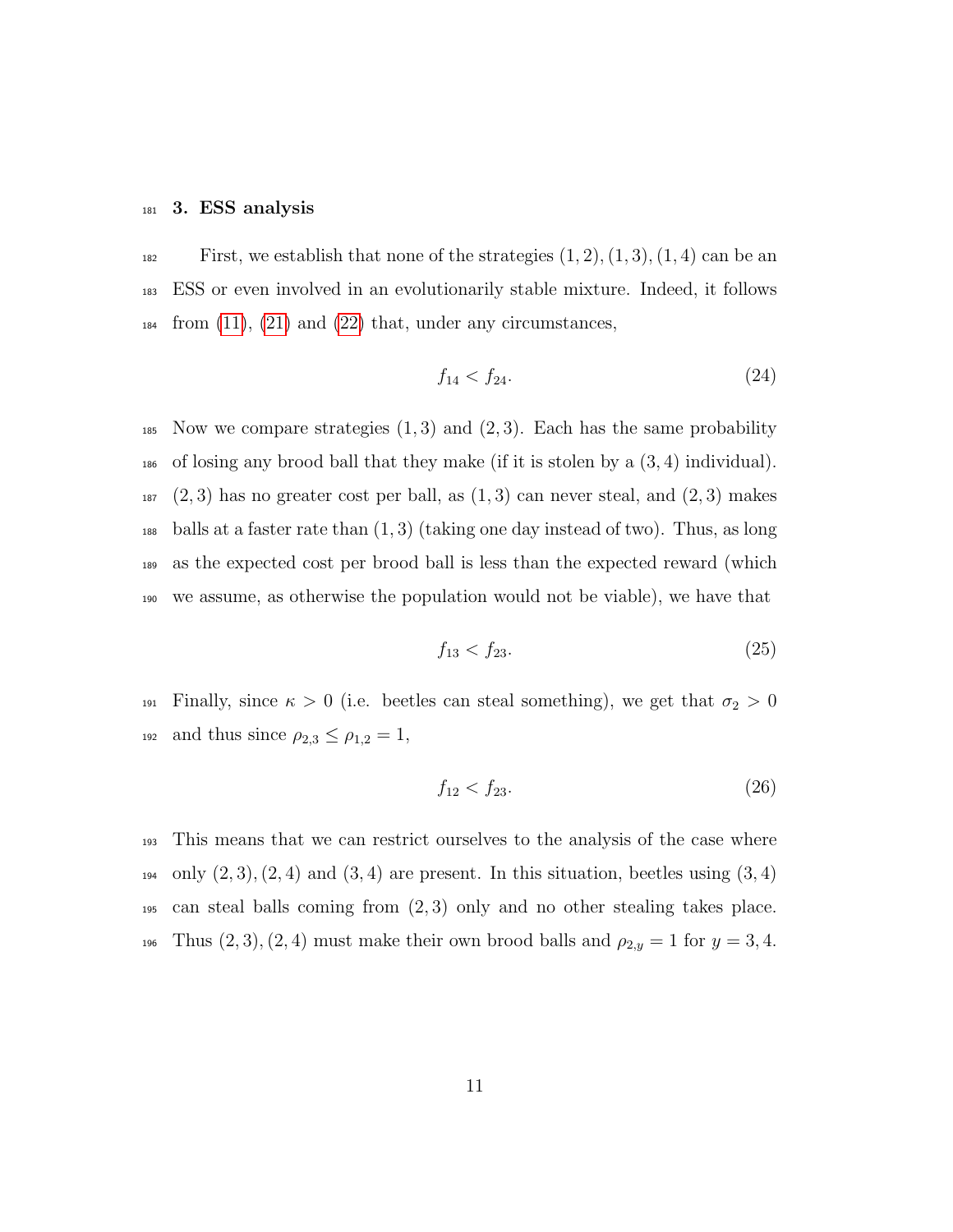## 3. ESS analysis

First, we establish that none of the strategies $(1,2),(1,3),(1,4)$ can be an ESS or even involved in an evolutionarily stable mixture. Indeed, it follows from (11), (21) and (22) that, under any circumstances,

$$f_{14} < f_{24}. \tag{24}$$

Now we compare strategies $(1,3)$ and $(2,3)$. Each has the same probability of losing any brood ball that they make (if it is stolen by a $(3,4)$ individual). $(2,3)$ has no greater cost per ball, as $(1,3)$ can never steal, and $(2,3)$ makes balls at a faster rate than $(1,3)$ (taking one day instead of two). Thus, as long as the expected cost per brood ball is less than the expected reward (which we assume, as otherwise the population would not be viable), we have that

$$f_{13} < f_{23}. \tag{25}$$

Finally, since $\kappa > 0$ (i.e. beetles can steal something), we get that $\sigma_2 > 0$ and thus since $\rho_{2,3} \leq \rho_{1,2} = 1$,

$$f_{12} < f_{23}. \tag{26}$$

This means that we can restrict ourselves to the analysis of the case where only $(2,3),(2,4)$ and $(3,4)$ are present. In this situation, beetles using $(3,4)$ can steal balls coming from $(2,3)$ only and no other stealing takes place. Thus $(2,3),(2,4)$ must make their own brood balls and $\rho_{2,y} = 1$ for $y = 3,4$.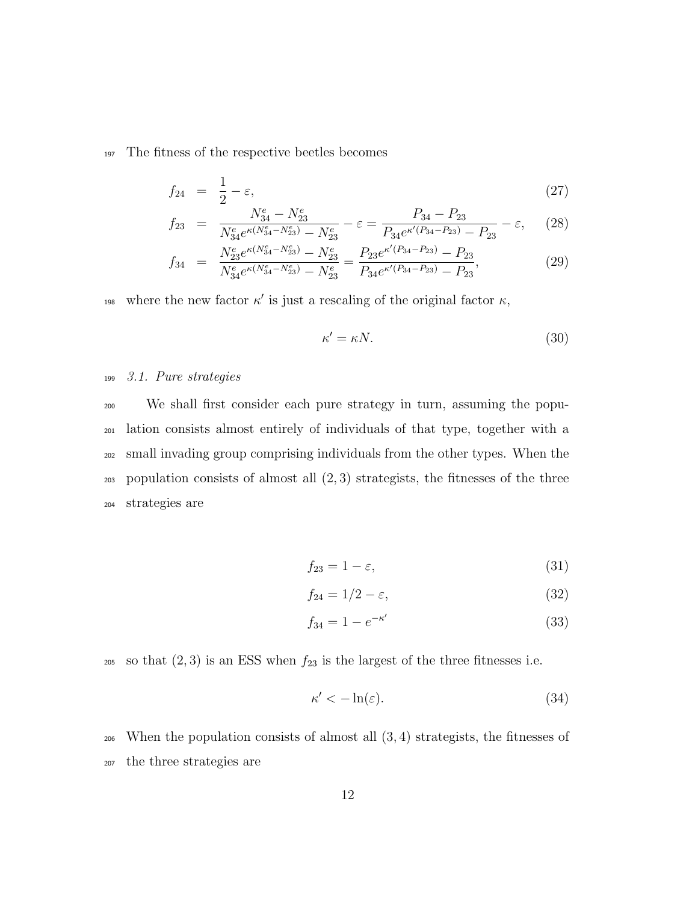The fitness of the respective beetles becomes

$$
\begin{aligned}
f_{24} &= \frac{1}{2} - \varepsilon, &(27)\\
f_{23} &= \frac{N^e_{34} - N^e_{23}}{N^e_{34} e^{\kappa(N^e_{34} - N^e_{23})} - N^e_{23}} - \varepsilon = \frac{P_{34} - P_{23}}{P_{34} e^{\kappa'(P_{34} - P_{23})} - P_{23}} - \varepsilon, &(28)\\
f_{34} &= \frac{N^e_{23} e^{\kappa(N^e_{34} - N^e_{23})} - N^e_{23}}{N^e_{34} e^{\kappa(N^e_{34} - N^e_{23})} - N^e_{23}} = \frac{P_{23} e^{\kappa'(P_{34} - P_{23})} - P_{23}}{P_{34} e^{\kappa'(P_{34} - P_{23})} - P_{23}}, &(29)
\end{aligned}
$$

where the new factor $\kappa'$ is just a rescaling of the original factor $\kappa$,

$$
\kappa' = \kappa N. \tag{30}
$$

### *3.1. Pure strategies*

We shall first consider each pure strategy in turn, assuming the population consists almost entirely of individuals of that type, together with a small invading group comprising individuals from the other types. When the population consists of almost all $(2, 3)$ strategists, the fitnesses of the three strategies are

$$
f_{23} = 1 - \varepsilon, \tag{31}
$$

$$
f_{24} = 1/2 - \varepsilon, \tag{32}
$$

$$
f_{34} = 1 - e^{-\kappa'} \tag{33}
$$

so that $(2, 3)$ is an ESS when $f_{23}$ is the largest of the three fitnesses i.e.

$$
\kappa' < -\ln(\varepsilon). \tag{34}
$$

When the population consists of almost all $(3, 4)$ strategists, the fitnesses of the three strategies are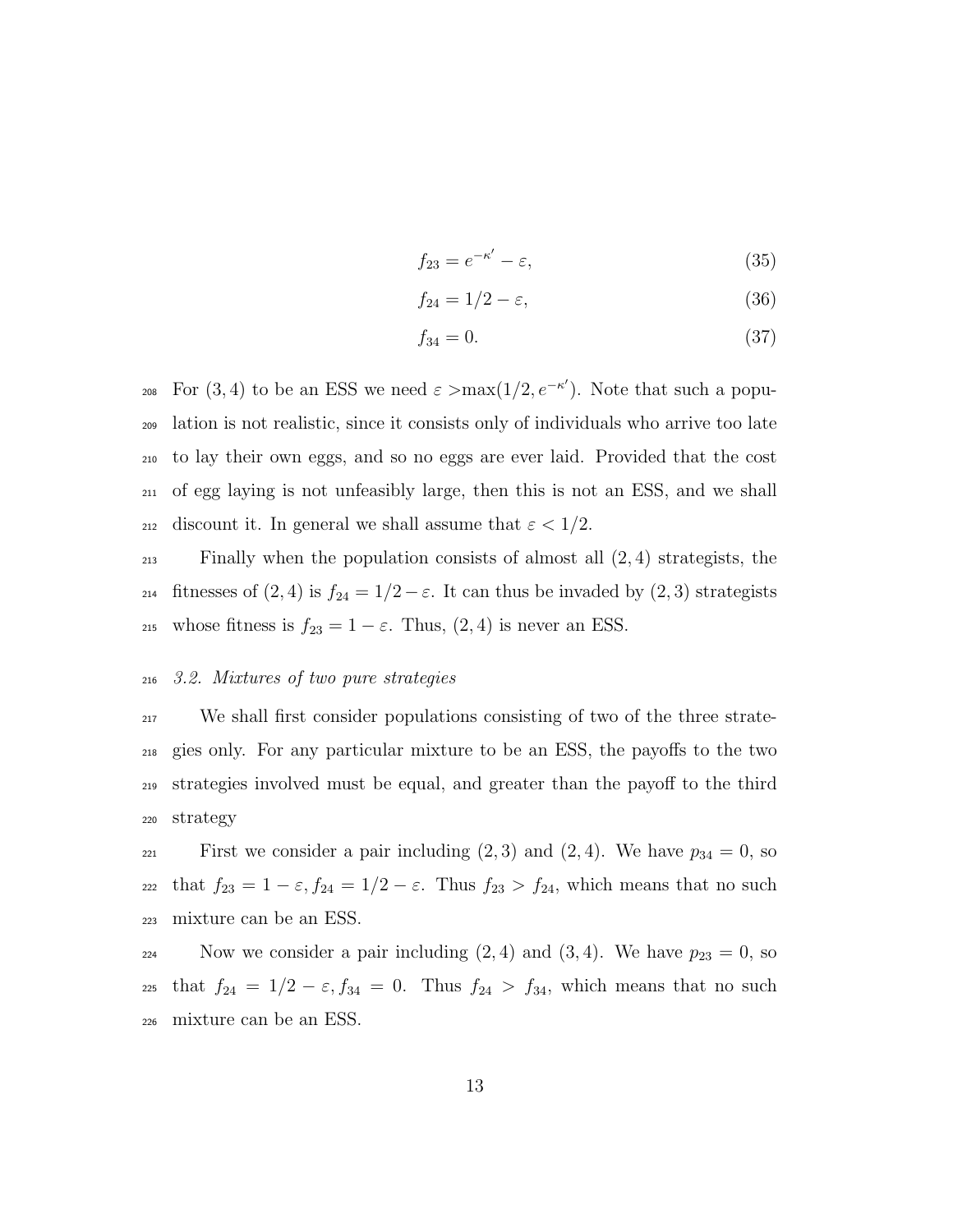$$f_{23} = e^{-\kappa'} - \varepsilon, \tag{35}$$

$$f_{24} = 1/2 - \varepsilon, \tag{36}$$

$$f_{34} = 0. \tag{37}$$

For $(3,4)$ to be an ESS we need $\varepsilon >\max(1/2, e^{-\kappa'})$. Note that such a population is not realistic, since it consists only of individuals who arrive too late to lay their own eggs, and so no eggs are ever laid. Provided that the cost of egg laying is not unfeasibly large, then this is not an ESS, and we shall discount it. In general we shall assume that $\varepsilon < 1/2$.

Finally when the population consists of almost all $(2,4)$ strategists, the fitnesses of $(2,4)$ is $f_{24} = 1/2 - \varepsilon$. It can thus be invaded by $(2,3)$ strategists whose fitness is $f_{23} = 1 - \varepsilon$. Thus, $(2,4)$ is never an ESS.

### *3.2. Mixtures of two pure strategies*

We shall first consider populations consisting of two of the three strategies only. For any particular mixture to be an ESS, the payoffs to the two strategies involved must be equal, and greater than the payoff to the third strategy

First we consider a pair including $(2,3)$ and $(2,4)$. We have $p_{34} = 0$, so that $f_{23} = 1 - \varepsilon, f_{24} = 1/2 - \varepsilon$. Thus $f_{23} > f_{24}$, which means that no such mixture can be an ESS.

Now we consider a pair including $(2,4)$ and $(3,4)$. We have $p_{23} = 0$, so that $f_{24} = 1/2 - \varepsilon, f_{34} = 0$. Thus $f_{24} > f_{34}$, which means that no such mixture can be an ESS.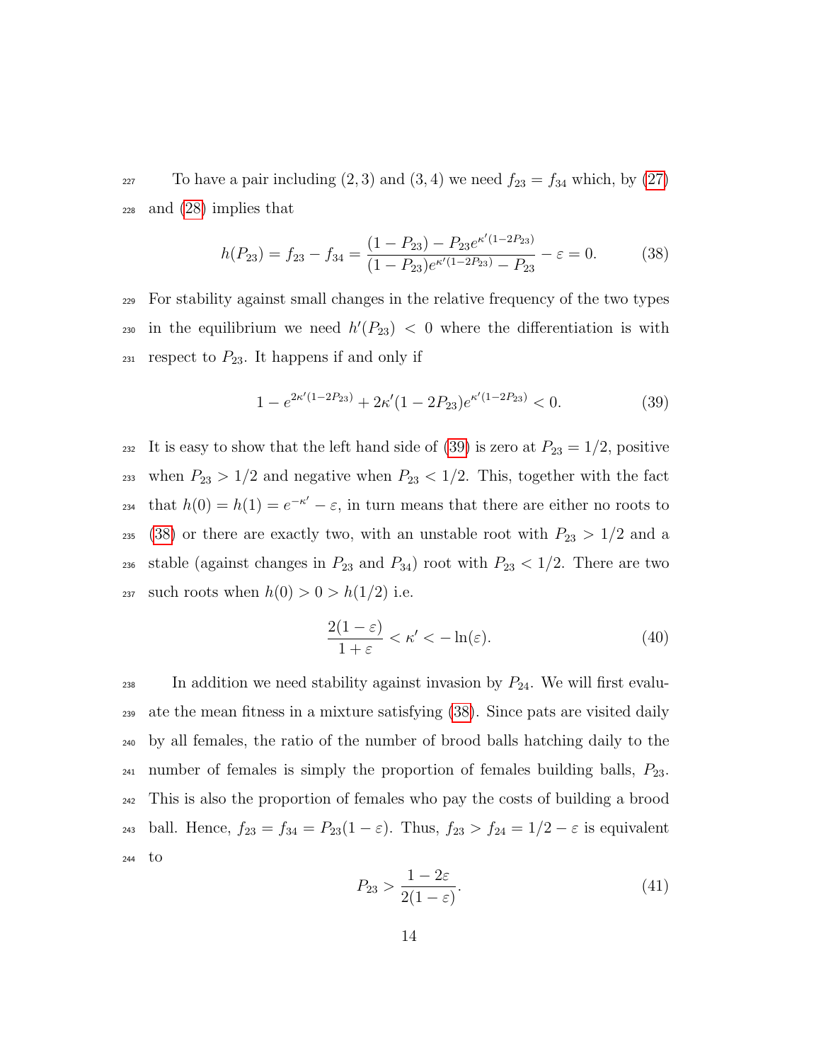To have a pair including $(2, 3)$ and $(3, 4)$ we need $f_{23} = f_{34}$ which, by (27) and (28) implies that

$$h(P_{23}) = f_{23} - f_{34} = \frac{(1 - P_{23}) - P_{23}e^{\kappa'(1-2P_{23})}}{(1 - P_{23})e^{\kappa'(1-2P_{23})} - P_{23}} - \varepsilon = 0. \tag{38}$$

For stability against small changes in the relative frequency of the two types in the equilibrium we need $h'(P_{23}) < 0$ where the differentiation is with respect to $P_{23}$. It happens if and only if

$$1 - e^{2\kappa'(1-2P_{23})} + 2\kappa'(1 - 2P_{23})e^{\kappa'(1-2P_{23})} < 0. \tag{39}$$

It is easy to show that the left hand side of (39) is zero at $P_{23} = 1/2$, positive when $P_{23} > 1/2$ and negative when $P_{23} < 1/2$. This, together with the fact that $h(0) = h(1) = e^{-\kappa'} - \varepsilon$, in turn means that there are either no roots to (38) or there are exactly two, with an unstable root with $P_{23} > 1/2$ and a stable (against changes in $P_{23}$ and $P_{34}$) root with $P_{23} < 1/2$. There are two such roots when $h(0) > 0 > h(1/2)$ i.e.

$$\frac{2(1-\varepsilon)}{1+\varepsilon} < \kappa' < -\ln(\varepsilon). \tag{40}$$

In addition we need stability against invasion by $P_{24}$. We will first evaluate the mean fitness in a mixture satisfying (38). Since pats are visited daily by all females, the ratio of the number of brood balls hatching daily to the number of females is simply the proportion of females building balls, $P_{23}$. This is also the proportion of females who pay the costs of building a brood ball. Hence, $f_{23} = f_{34} = P_{23}(1 - \varepsilon)$. Thus, $f_{23} > f_{24} = 1/2 - \varepsilon$ is equivalent to

$$P_{23} > \frac{1 - 2\varepsilon}{2(1 - \varepsilon)}. \tag{41}$$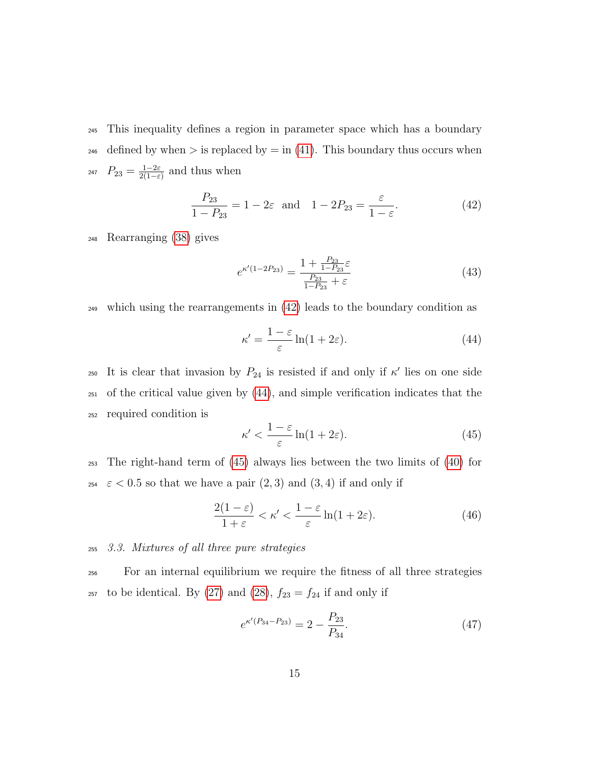This inequality defines a region in parameter space which has a boundary defined by when $>$ is replaced by $=$ in (41). This boundary thus occurs when $P_{23} = \frac{1-2\varepsilon}{2(1-\varepsilon)}$ and thus when

$$\frac{P_{23}}{1-P_{23}} = 1-2\varepsilon \quad \text{and} \quad 1-2P_{23} = \frac{\varepsilon}{1-\varepsilon}. \tag{42}$$

Rearranging (38) gives

$$e^{\kappa'(1-2P_{23})} = \frac{1+\frac{P_{23}}{1-P_{23}}\varepsilon}{\frac{P_{23}}{1-P_{23}}+\varepsilon} \tag{43}$$

which using the rearrangements in (42) leads to the boundary condition as

$$\kappa' = \frac{1-\varepsilon}{\varepsilon}\ln(1+2\varepsilon). \tag{44}$$

It is clear that invasion by $P_{24}$ is resisted if and only if $\kappa'$ lies on one side of the critical value given by (44), and simple verification indicates that the required condition is

$$\kappa' < \frac{1-\varepsilon}{\varepsilon}\ln(1+2\varepsilon). \tag{45}$$

The right-hand term of (45) always lies between the two limits of (40) for $\varepsilon < 0.5$ so that we have a pair $(2,3)$ and $(3,4)$ if and only if

$$\frac{2(1-\varepsilon)}{1+\varepsilon} < \kappa' < \frac{1-\varepsilon}{\varepsilon}\ln(1+2\varepsilon). \tag{46}$$

### *3.3. Mixtures of all three pure strategies*

For an internal equilibrium we require the fitness of all three strategies to be identical. By (27) and (28), $f_{23} = f_{24}$ if and only if

$$e^{\kappa'(P_{34}-P_{23})} = 2 - \frac{P_{23}}{P_{34}}. \tag{47}$$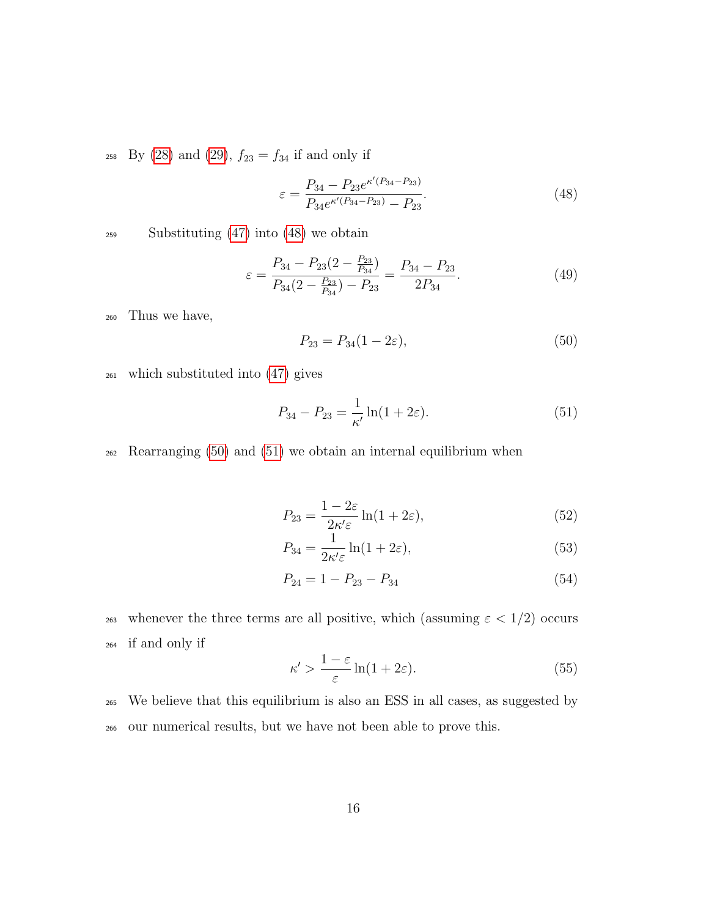By (28) and (29), $f_{23} = f_{34}$ if and only if

$$\varepsilon = \frac{P_{34} - P_{23}e^{\kappa'(P_{34}-P_{23})}}{P_{34}e^{\kappa'(P_{34}-P_{23})} - P_{23}}. \tag{48}$$

Substituting (47) into (48) we obtain

$$\varepsilon = \frac{P_{34} - P_{23}(2 - \frac{P_{23}}{P_{34}})}{P_{34}(2 - \frac{P_{23}}{P_{34}}) - P_{23}} = \frac{P_{34} - P_{23}}{2P_{34}}. \tag{49}$$

Thus we have,

$$P_{23} = P_{34}(1 - 2\varepsilon), \tag{50}$$

which substituted into (47) gives

$$P_{34} - P_{23} = \frac{1}{\kappa'} \ln(1 + 2\varepsilon). \tag{51}$$

Rearranging (50) and (51) we obtain an internal equilibrium when

$$P_{23} = \frac{1 - 2\varepsilon}{2\kappa'\varepsilon} \ln(1 + 2\varepsilon), \tag{52}$$

$$P_{34} = \frac{1}{2\kappa'\varepsilon} \ln(1 + 2\varepsilon), \tag{53}$$

$$P_{24} = 1 - P_{23} - P_{34} \tag{54}$$

whenever the three terms are all positive, which (assuming $\varepsilon < 1/2$) occurs if and only if

$$\kappa' > \frac{1 - \varepsilon}{\varepsilon} \ln(1 + 2\varepsilon). \tag{55}$$

We believe that this equilibrium is also an ESS in all cases, as suggested by our numerical results, but we have not been able to prove this.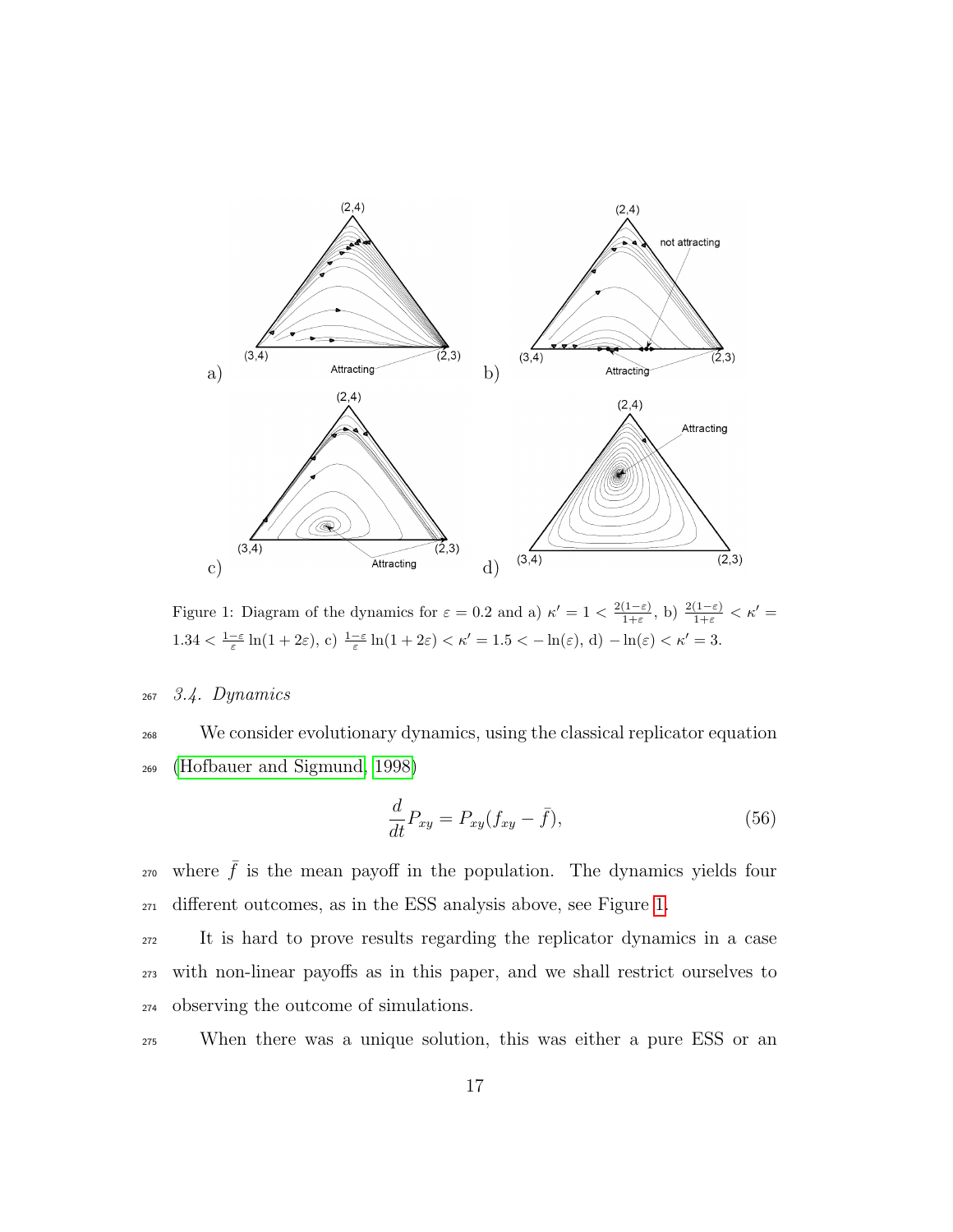Figure 1: Diagram of the dynamics for $\varepsilon = 0.2$ and a) $\kappa' = 1 < \frac{2(1-\varepsilon)}{1+\varepsilon}$, b) $\frac{2(1-\varepsilon)}{1+\varepsilon} < \kappa' = 1.34 < \frac{1-\varepsilon}{\varepsilon}\ln(1+2\varepsilon)$, c) $\frac{1-\varepsilon}{\varepsilon}\ln(1+2\varepsilon) < \kappa' = 1.5 < -\ln(\varepsilon)$, d) $-\ln(\varepsilon) < \kappa' = 3$.

### *3.4. Dynamics*

We consider evolutionary dynamics, using the classical replicator equation (Hofbauer and Sigmund, 1998)

$$\frac{d}{dt}P_{xy} = P_{xy}(f_{xy} - \bar{f}), \tag{56}$$

where $\bar{f}$ is the mean payoff in the population. The dynamics yields four different outcomes, as in the ESS analysis above, see Figure 1.

It is hard to prove results regarding the replicator dynamics in a case with non-linear payoffs as in this paper, and we shall restrict ourselves to observing the outcome of simulations.

When there was a unique solution, this was either a pure ESS or an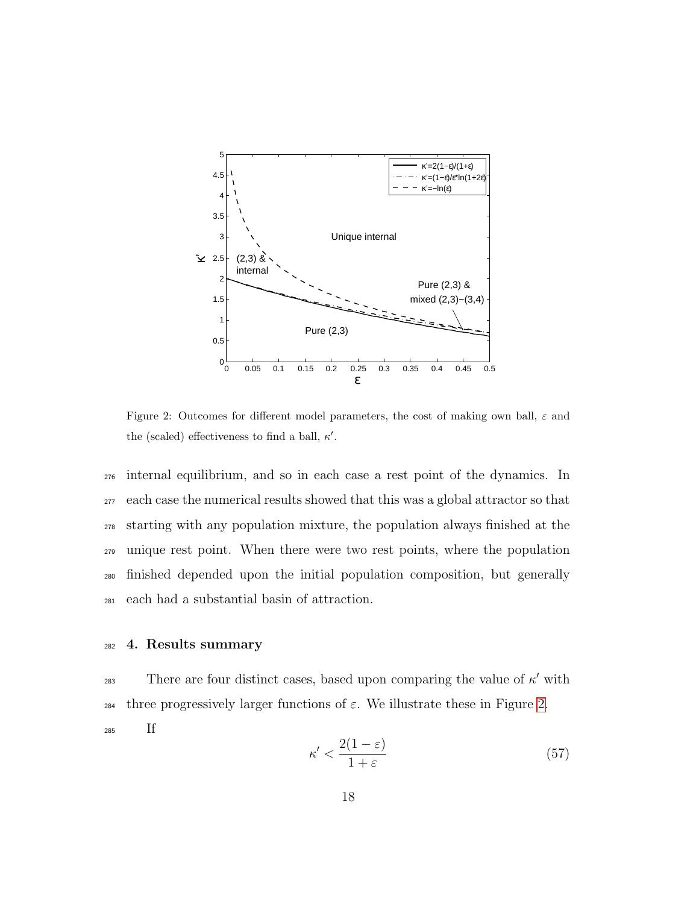Figure 2: Outcomes for different model parameters, the cost of making own ball, $\varepsilon$ and the (scaled) effectiveness to find a ball, $\kappa'$.

internal equilibrium, and so in each case a rest point of the dynamics. In each case the numerical results showed that this was a global attractor so that starting with any population mixture, the population always finished at the unique rest point. When there were two rest points, where the population finished depended upon the initial population composition, but generally each had a substantial basin of attraction.

## 4. Results summary

There are four distinct cases, based upon comparing the value of $\kappa'$ with three progressively larger functions of $\varepsilon$. We illustrate these in Figure 2.

If

$$\kappa' < \frac{2(1-\varepsilon)}{1+\varepsilon} \tag{57}$$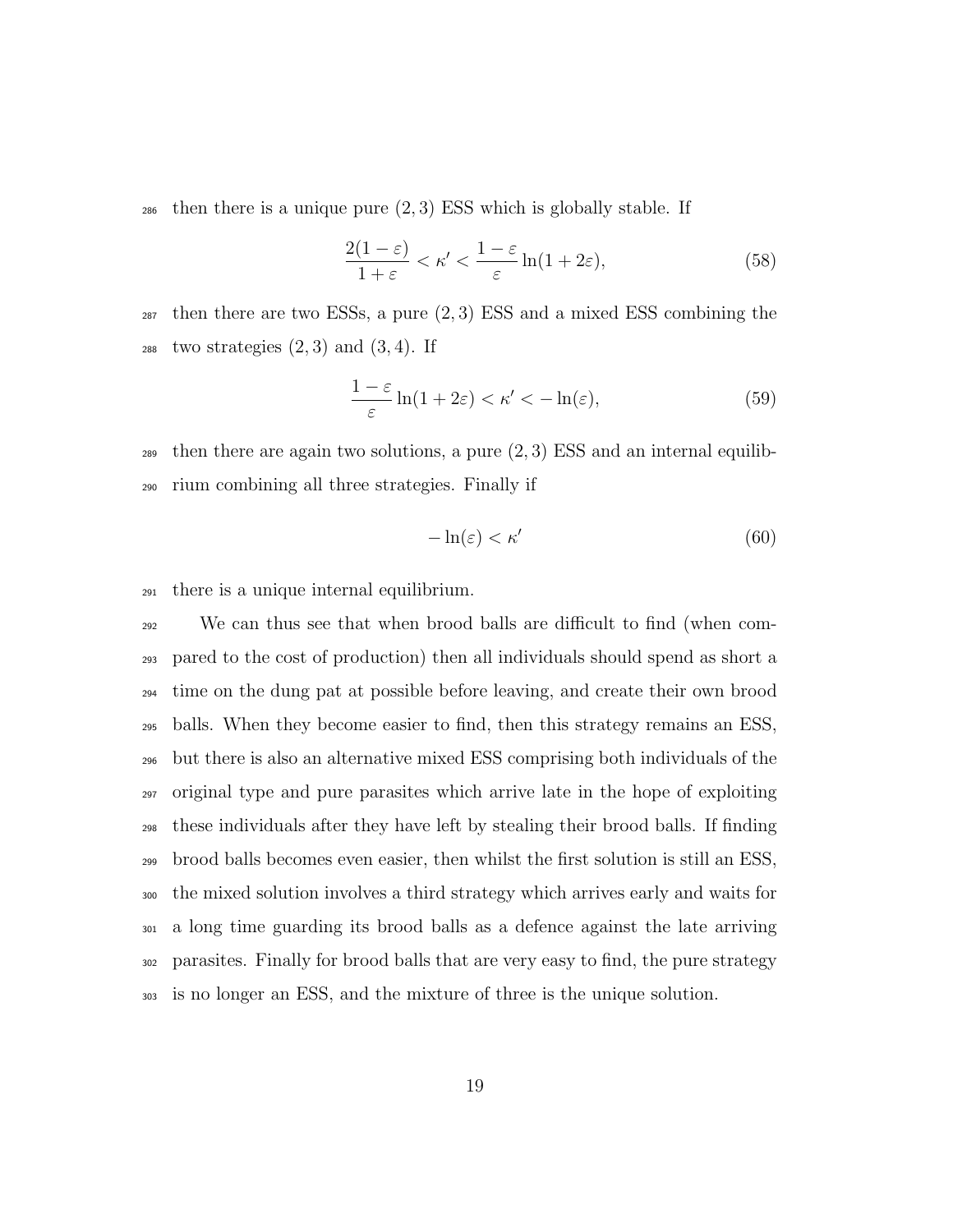then there is a unique pure $(2,3)$ ESS which is globally stable. If

$$\frac{2(1-\varepsilon)}{1+\varepsilon} < \kappa' < \frac{1-\varepsilon}{\varepsilon}\ln(1+2\varepsilon), \tag{58}$$

then there are two ESSs, a pure $(2,3)$ ESS and a mixed ESS combining the two strategies $(2,3)$ and $(3,4)$. If

$$\frac{1-\varepsilon}{\varepsilon}\ln(1+2\varepsilon) < \kappa' < -\ln(\varepsilon), \tag{59}$$

then there are again two solutions, a pure $(2,3)$ ESS and an internal equilibrium combining all three strategies. Finally if

$$-\ln(\varepsilon) < \kappa' \tag{60}$$

there is a unique internal equilibrium.

We can thus see that when brood balls are difficult to find (when compared to the cost of production) then all individuals should spend as short a time on the dung pat at possible before leaving, and create their own brood balls. When they become easier to find, then this strategy remains an ESS, but there is also an alternative mixed ESS comprising both individuals of the original type and pure parasites which arrive late in the hope of exploiting these individuals after they have left by stealing their brood balls. If finding brood balls becomes even easier, then whilst the first solution is still an ESS, the mixed solution involves a third strategy which arrives early and waits for a long time guarding its brood balls as a defence against the late arriving parasites. Finally for brood balls that are very easy to find, the pure strategy is no longer an ESS, and the mixture of three is the unique solution.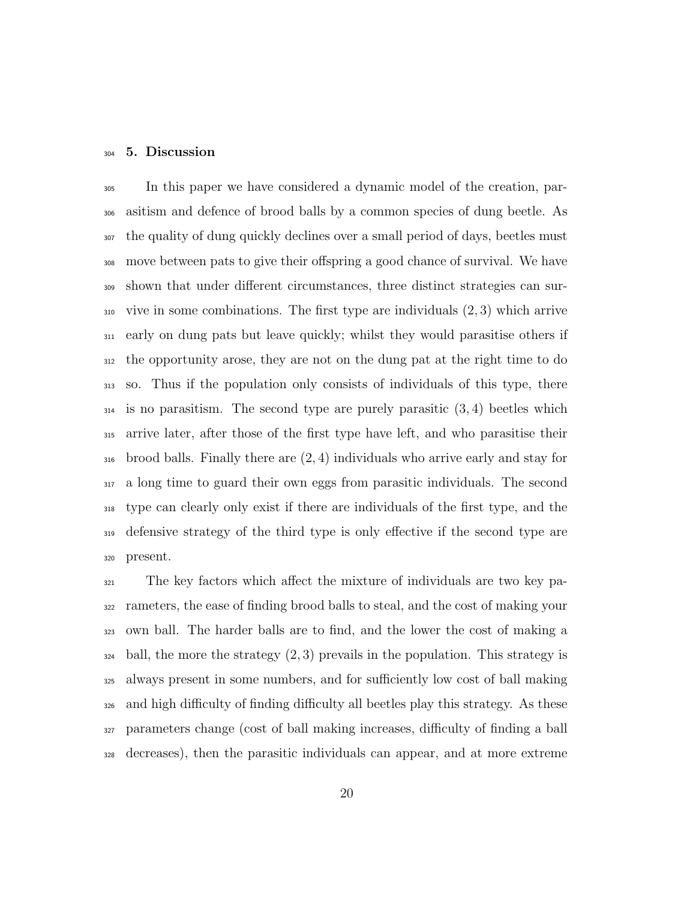## 5. Discussion

In this paper we have considered a dynamic model of the creation, parasitism and defence of brood balls by a common species of dung beetle. As the quality of dung quickly declines over a small period of days, beetles must move between pats to give their offspring a good chance of survival. We have shown that under different circumstances, three distinct strategies can survive in some combinations. The first type are individuals $(2, 3)$ which arrive early on dung pats but leave quickly; whilst they would parasitise others if the opportunity arose, they are not on the dung pat at the right time to do so. Thus if the population only consists of individuals of this type, there is no parasitism. The second type are purely parasitic $(3, 4)$ beetles which arrive later, after those of the first type have left, and who parasitise their brood balls. Finally there are $(2, 4)$ individuals who arrive early and stay for a long time to guard their own eggs from parasitic individuals. The second type can clearly only exist if there are individuals of the first type, and the defensive strategy of the third type is only effective if the second type are present.

The key factors which affect the mixture of individuals are two key parameters, the ease of finding brood balls to steal, and the cost of making your own ball. The harder balls are to find, and the lower the cost of making a ball, the more the strategy $(2, 3)$ prevails in the population. This strategy is always present in some numbers, and for sufficiently low cost of ball making and high difficulty of finding difficulty all beetles play this strategy. As these parameters change (cost of ball making increases, difficulty of finding a ball decreases), then the parasitic individuals can appear, and at more extreme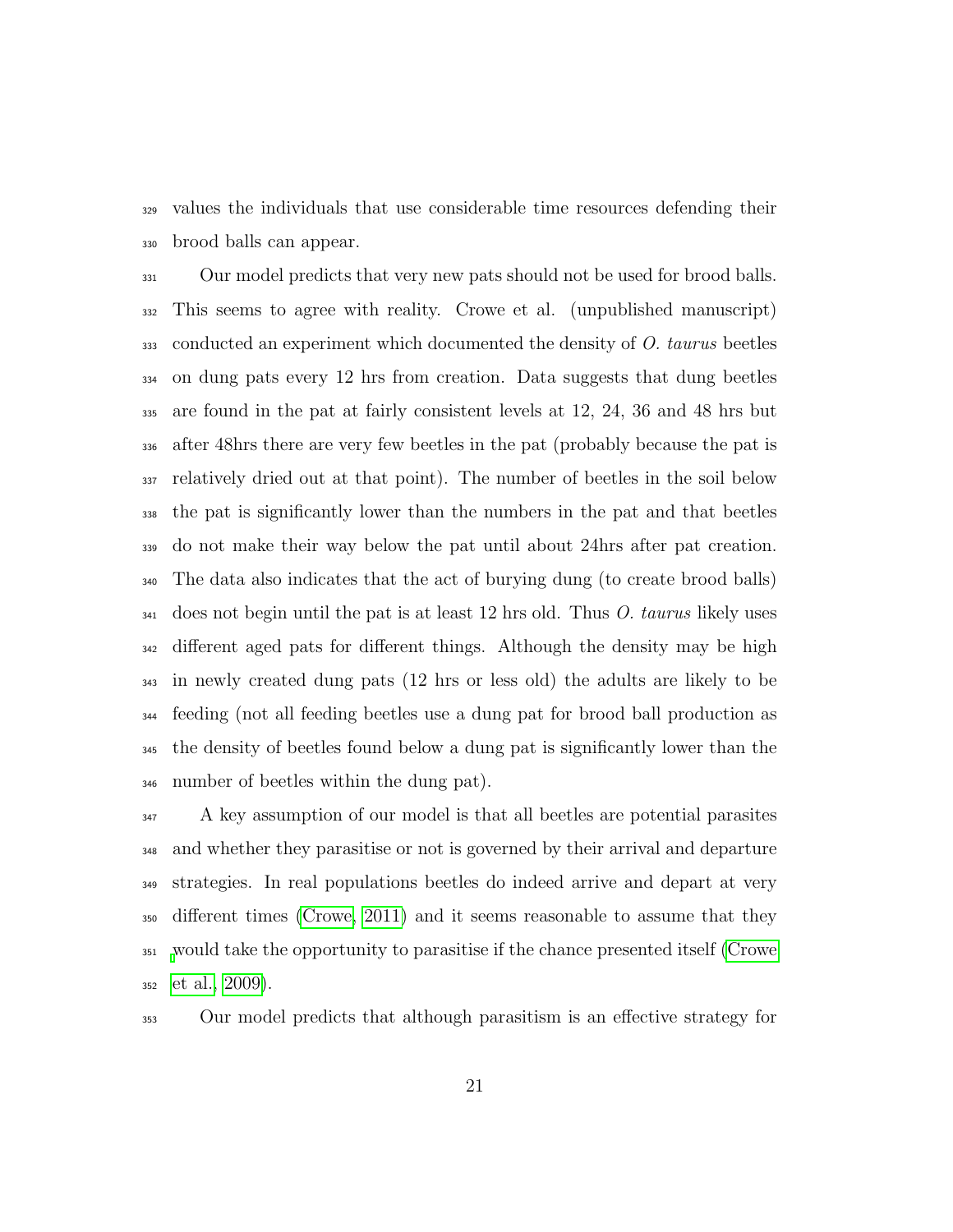values the individuals that use considerable time resources defending their brood balls can appear.

Our model predicts that very new pats should not be used for brood balls. This seems to agree with reality. Crowe et al. (unpublished manuscript) conducted an experiment which documented the density of *O. taurus* beetles on dung pats every 12 hrs from creation. Data suggests that dung beetles are found in the pat at fairly consistent levels at 12, 24, 36 and 48 hrs but after 48hrs there are very few beetles in the pat (probably because the pat is relatively dried out at that point). The number of beetles in the soil below the pat is significantly lower than the numbers in the pat and that beetles do not make their way below the pat until about 24hrs after pat creation. The data also indicates that the act of burying dung (to create brood balls) does not begin until the pat is at least 12 hrs old. Thus *O. taurus* likely uses different aged pats for different things. Although the density may be high in newly created dung pats (12 hrs or less old) the adults are likely to be feeding (not all feeding beetles use a dung pat for brood ball production as the density of beetles found below a dung pat is significantly lower than the number of beetles within the dung pat).

A key assumption of our model is that all beetles are potential parasites and whether they parasitise or not is governed by their arrival and departure strategies. In real populations beetles do indeed arrive and depart at very different times (Crowe, 2011) and it seems reasonable to assume that they would take the opportunity to parasitise if the chance presented itself (Crowe et al., 2009).

Our model predicts that although parasitism is an effective strategy for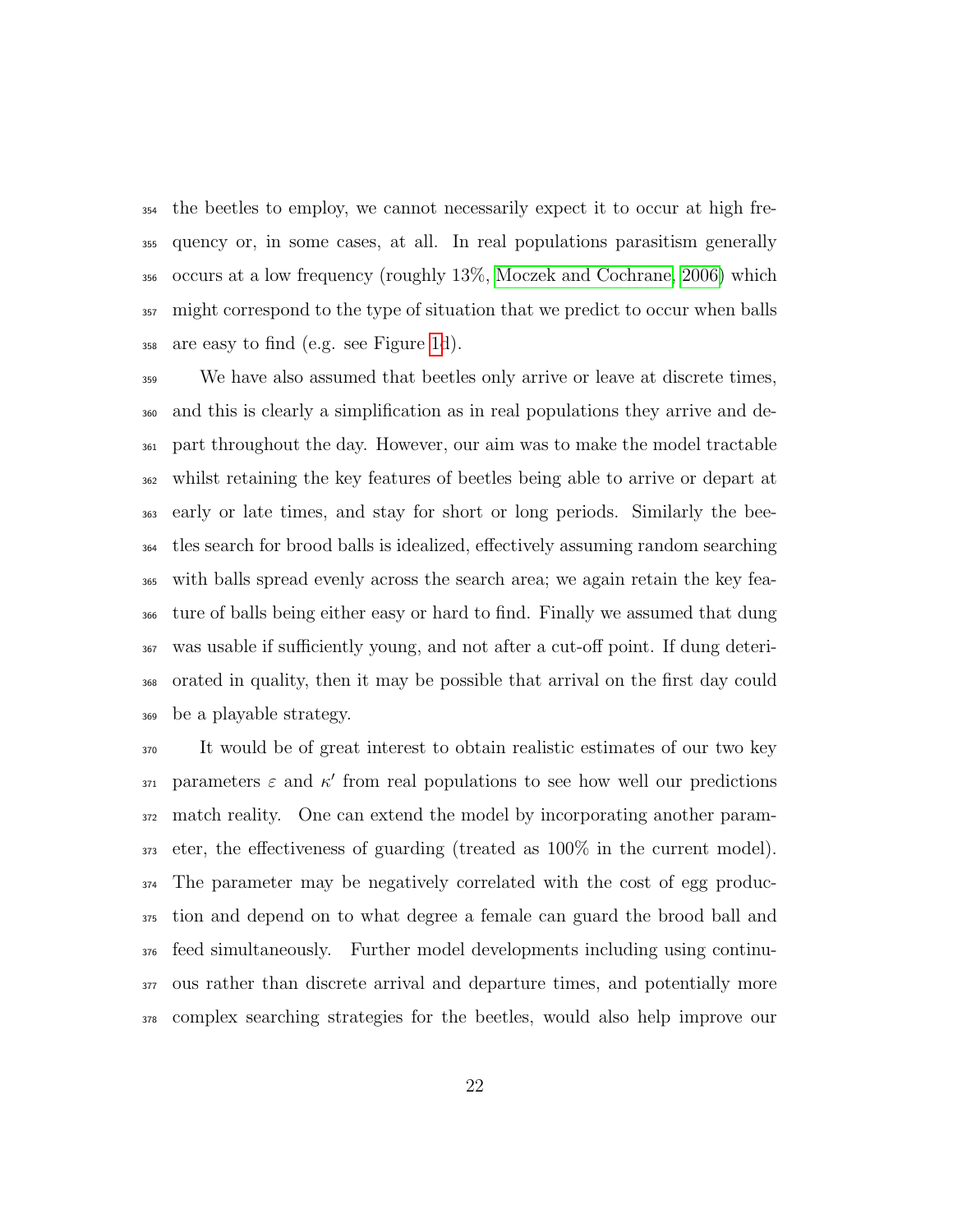the beetles to employ, we cannot necessarily expect it to occur at high frequency or, in some cases, at all. In real populations parasitism generally occurs at a low frequency (roughly 13%, Moczek and Cochrane, 2006) which might correspond to the type of situation that we predict to occur when balls are easy to find (e.g. see Figure 1d).

We have also assumed that beetles only arrive or leave at discrete times, and this is clearly a simplification as in real populations they arrive and depart throughout the day. However, our aim was to make the model tractable whilst retaining the key features of beetles being able to arrive or depart at early or late times, and stay for short or long periods. Similarly the beetles search for brood balls is idealized, effectively assuming random searching with balls spread evenly across the search area; we again retain the key feature of balls being either easy or hard to find. Finally we assumed that dung was usable if sufficiently young, and not after a cut-off point. If dung deteriorated in quality, then it may be possible that arrival on the first day could be a playable strategy.

It would be of great interest to obtain realistic estimates of our two key parameters $\varepsilon$ and $\kappa'$ from real populations to see how well our predictions match reality. One can extend the model by incorporating another parameter, the effectiveness of guarding (treated as 100% in the current model). The parameter may be negatively correlated with the cost of egg production and depend on to what degree a female can guard the brood ball and feed simultaneously. Further model developments including using continuous rather than discrete arrival and departure times, and potentially more complex searching strategies for the beetles, would also help improve our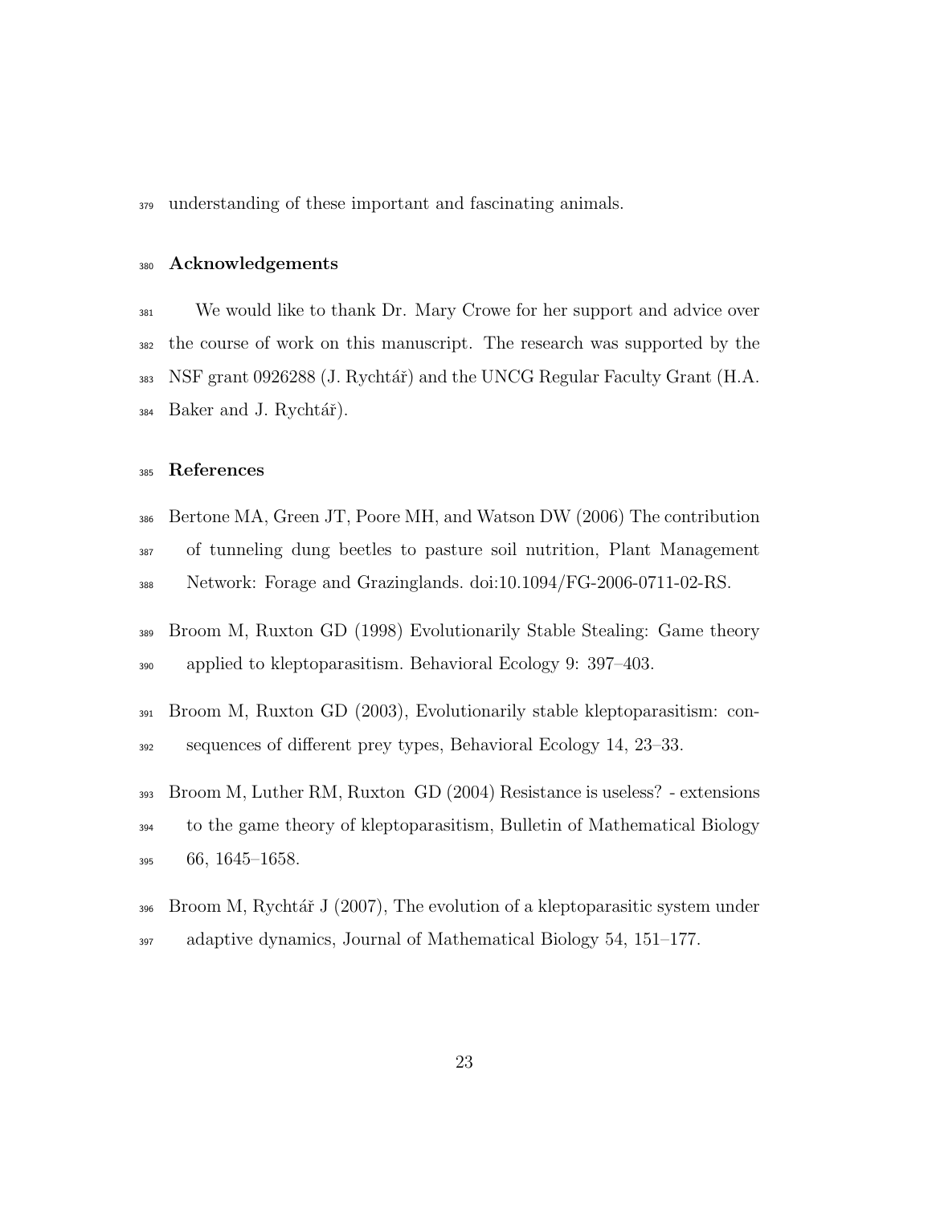understanding of these important and fascinating animals.

## Acknowledgements

We would like to thank Dr. Mary Crowe for her support and advice over the course of work on this manuscript. The research was supported by the NSF grant 0926288 (J. Rychtář) and the UNCG Regular Faculty Grant (H.A. Baker and J. Rychtář).

## References

Bertone MA, Green JT, Poore MH, and Watson DW (2006) The contribution of tunneling dung beetles to pasture soil nutrition, Plant Management Network: Forage and Grazinglands. doi:10.1094/FG-2006-0711-02-RS.

Broom M, Ruxton GD (1998) Evolutionarily Stable Stealing: Game theory applied to kleptoparasitism. Behavioral Ecology 9: 397–403.

Broom M, Ruxton GD (2003), Evolutionarily stable kleptoparasitism: consequences of different prey types, Behavioral Ecology 14, 23–33.

Broom M, Luther RM, Ruxton GD (2004) Resistance is useless? - extensions to the game theory of kleptoparasitism, Bulletin of Mathematical Biology 66, 1645–1658.

Broom M, Rychtář J (2007), The evolution of a kleptoparasitic system under adaptive dynamics, Journal of Mathematical Biology 54, 151–177.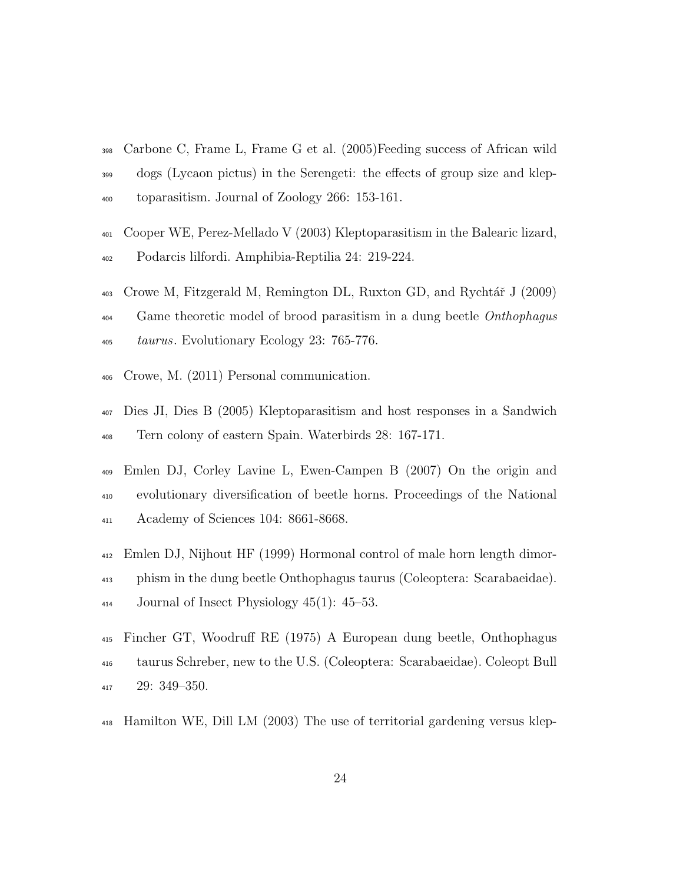Carbone C, Frame L, Frame G et al. (2005)Feeding success of African wild dogs (Lycaon pictus) in the Serengeti: the effects of group size and kleptoparasitism. Journal of Zoology 266: 153-161.

Cooper WE, Perez-Mellado V (2003) Kleptoparasitism in the Balearic lizard, Podarcis lilfordi. Amphibia-Reptilia 24: 219-224.

Crowe M, Fitzgerald M, Remington DL, Ruxton GD, and Rychtář J (2009) Game theoretic model of brood parasitism in a dung beetle *Onthophagus taurus*. Evolutionary Ecology 23: 765-776.

Crowe, M. (2011) Personal communication.

Dies JI, Dies B (2005) Kleptoparasitism and host responses in a Sandwich Tern colony of eastern Spain. Waterbirds 28: 167-171.

Emlen DJ, Corley Lavine L, Ewen-Campen B (2007) On the origin and evolutionary diversification of beetle horns. Proceedings of the National Academy of Sciences 104: 8661-8668.

Emlen DJ, Nijhout HF (1999) Hormonal control of male horn length dimorphism in the dung beetle Onthophagus taurus (Coleoptera: Scarabaeidae). Journal of Insect Physiology 45(1): 45–53.

Fincher GT, Woodruff RE (1975) A European dung beetle, Onthophagus taurus Schreber, new to the U.S. (Coleoptera: Scarabaeidae). Coleopt Bull 29: 349–350.

Hamilton WE, Dill LM (2003) The use of territorial gardening versus klep-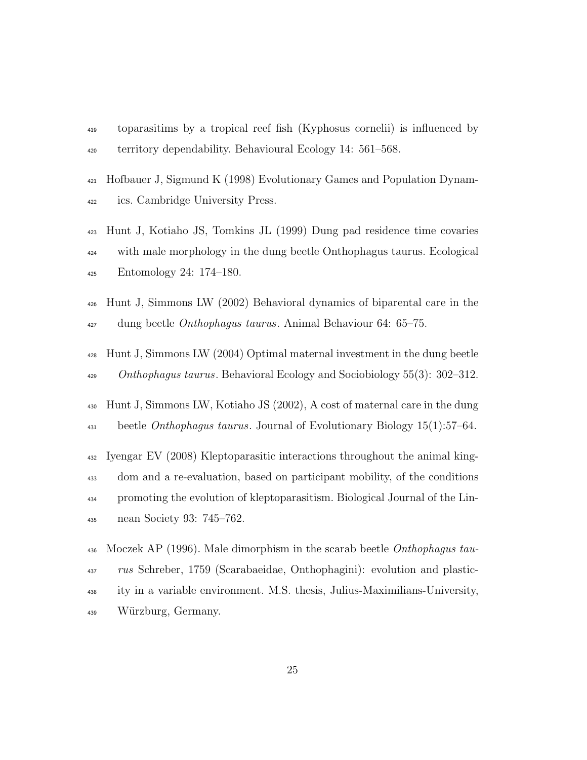toparasitims by a tropical reef fish (Kyphosus cornelii) is influenced by territory dependability. Behavioural Ecology 14: 561–568.

Hofbauer J, Sigmund K (1998) Evolutionary Games and Population Dynamics. Cambridge University Press.

Hunt J, Kotiaho JS, Tomkins JL (1999) Dung pad residence time covaries with male morphology in the dung beetle Onthophagus taurus. Ecological Entomology 24: 174–180.

Hunt J, Simmons LW (2002) Behavioral dynamics of biparental care in the dung beetle *Onthophagus taurus*. Animal Behaviour 64: 65–75.

Hunt J, Simmons LW (2004) Optimal maternal investment in the dung beetle *Onthophagus taurus*. Behavioral Ecology and Sociobiology 55(3): 302–312.

Hunt J, Simmons LW, Kotiaho JS (2002), A cost of maternal care in the dung beetle *Onthophagus taurus*. Journal of Evolutionary Biology 15(1):57–64.

Iyengar EV (2008) Kleptoparasitic interactions throughout the animal kingdom and a re-evaluation, based on participant mobility, of the conditions promoting the evolution of kleptoparasitism. Biological Journal of the Linnean Society 93: 745–762.

Moczek AP (1996). Male dimorphism in the scarab beetle *Onthophagus taurus* Schreber, 1759 (Scarabaeidae, Onthophagini): evolution and plasticity in a variable environment. M.S. thesis, Julius-Maximilians-University, Würzburg, Germany.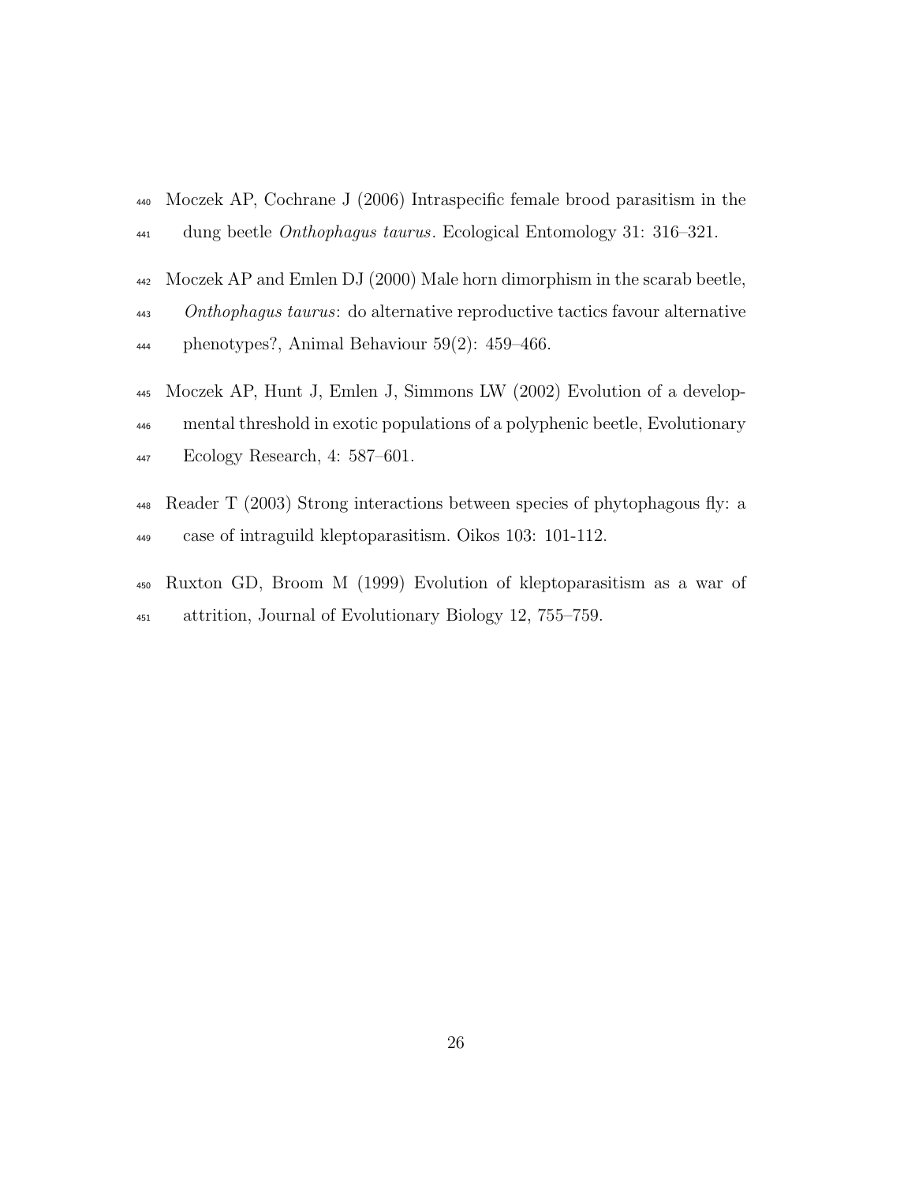Moczek AP, Cochrane J (2006) Intraspecific female brood parasitism in the dung beetle *Onthophagus taurus*. Ecological Entomology 31: 316–321.

Moczek AP and Emlen DJ (2000) Male horn dimorphism in the scarab beetle, *Onthophagus taurus*: do alternative reproductive tactics favour alternative phenotypes?, Animal Behaviour 59(2): 459–466.

Moczek AP, Hunt J, Emlen J, Simmons LW (2002) Evolution of a developmental threshold in exotic populations of a polyphenic beetle, Evolutionary Ecology Research, 4: 587–601.

Reader T (2003) Strong interactions between species of phytophagous fly: a case of intraguild kleptoparasitism. Oikos 103: 101-112.

Ruxton GD, Broom M (1999) Evolution of kleptoparasitism as a war of attrition, Journal of Evolutionary Biology 12, 755–759.